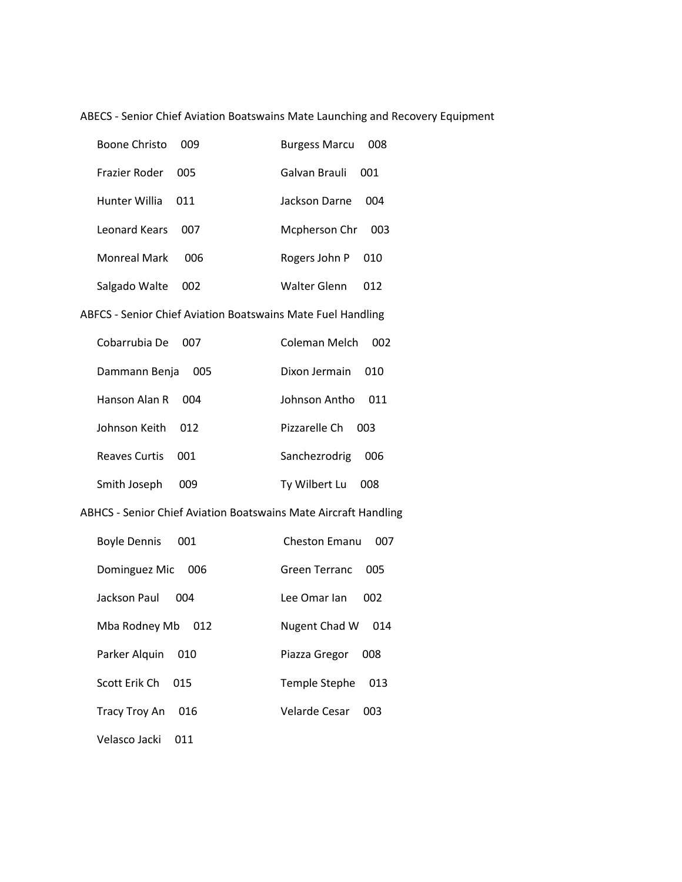ABECS - Senior Chief Aviation Boatswains Mate Launching and Recovery Equipment

| | | | |
|---|---|---|---|
| Boone Christo | 009 | Burgess Marcu | 008 |
| Frazier Roder | 005 | Galvan Brauli | 001 |
| Hunter Willia | 011 | Jackson Darne | 004 |
| Leonard Kears | 007 | Mcpherson Chr | 003 |
| Monreal Mark | 006 | Rogers John P | 010 |
| Salgado Walte | 002 | Walter Glenn | 012 |

ABFCS - Senior Chief Aviation Boatswains Mate Fuel Handling

| | | | |
|---|---|---|---|
| Cobarrubia De | 007 | Coleman Melch | 002 |
| Dammann Benja | 005 | Dixon Jermain | 010 |
| Hanson Alan R | 004 | Johnson Antho | 011 |
| Johnson Keith | 012 | Pizzarelle Ch | 003 |
| Reaves Curtis | 001 | Sanchezrodrig | 006 |
| Smith Joseph | 009 | Ty Wilbert Lu | 008 |

ABHCS - Senior Chief Aviation Boatswains Mate Aircraft Handling

| | | | |
|---|---|---|---|
| Boyle Dennis | 001 | Cheston Emanu | 007 |
| Dominguez Mic | 006 | Green Terranc | 005 |
| Jackson Paul | 004 | Lee Omar Ian | 002 |
| Mba Rodney Mb | 012 | Nugent Chad W | 014 |
| Parker Alquin | 010 | Piazza Gregor | 008 |
| Scott Erik Ch | 015 | Temple Stephe | 013 |
| Tracy Troy An | 016 | Velarde Cesar | 003 |
| Velasco Jacki | 011 | | |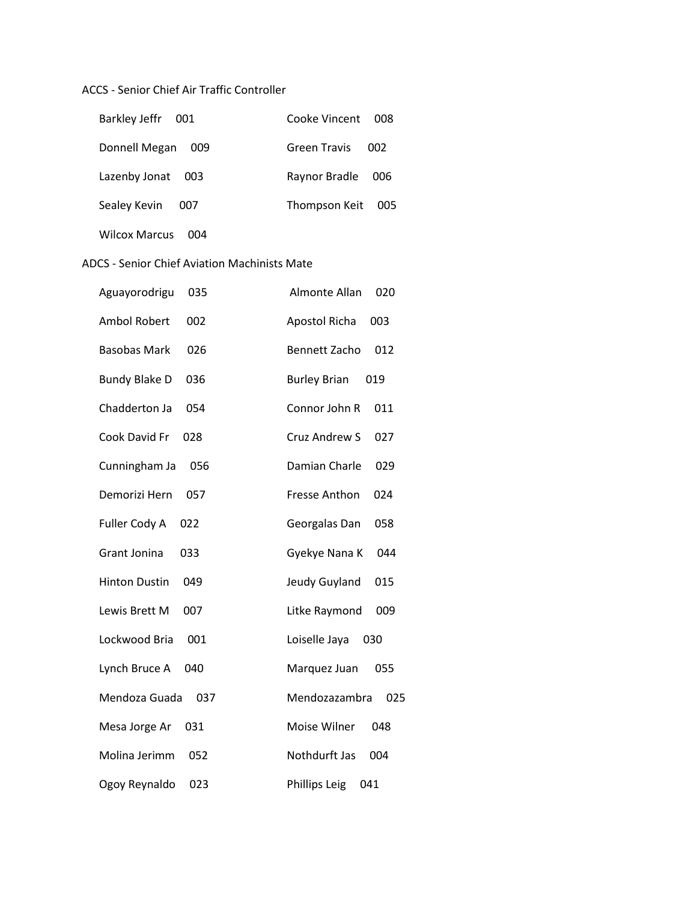ACCS - Senior Chief Air Traffic Controller

| | |
|---|---|
| Barkley Jeffr 001 | Cooke Vincent 008 |
| Donnell Megan 009 | Green Travis 002 |
| Lazenby Jonat 003 | Raynor Bradle 006 |
| Sealey Kevin 007 | Thompson Keit 005 |
| Wilcox Marcus 004 | |

ADCS - Senior Chief Aviation Machinists Mate

| | |
|---|---|
| Aguayorodrigu 035 | Almonte Allan 020 |
| Ambol Robert 002 | Apostol Richa 003 |
| Basobas Mark 026 | Bennett Zacho 012 |
| Bundy Blake D 036 | Burley Brian 019 |
| Chadderton Ja 054 | Connor John R 011 |
| Cook David Fr 028 | Cruz Andrew S 027 |
| Cunningham Ja 056 | Damian Charle 029 |
| Demorizi Hern 057 | Fresse Anthon 024 |
| Fuller Cody A 022 | Georgalas Dan 058 |
| Grant Jonina 033 | Gyekye Nana K 044 |
| Hinton Dustin 049 | Jeudy Guyland 015 |
| Lewis Brett M 007 | Litke Raymond 009 |
| Lockwood Bria 001 | Loiselle Jaya 030 |
| Lynch Bruce A 040 | Marquez Juan 055 |
| Mendoza Guada 037 | Mendozazambra 025 |
| Mesa Jorge Ar 031 | Moise Wilner 048 |
| Molina Jerimm 052 | Nothdurft Jas 004 |
| Ogoy Reynaldo 023 | Phillips Leig 041 |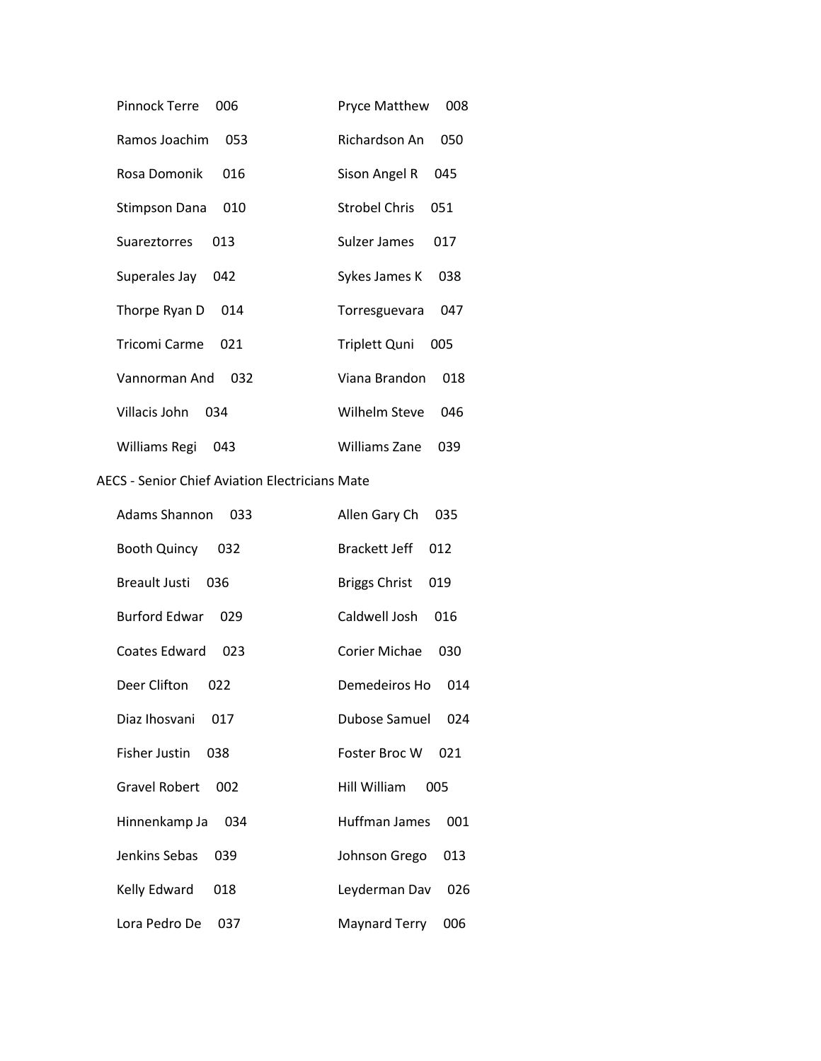| | |
|---|---|
| Pinnock Terre 006 | Pryce Matthew 008 |
| Ramos Joachim 053 | Richardson An 050 |
| Rosa Domonik 016 | Sison Angel R 045 |
| Stimpson Dana 010 | Strobel Chris 051 |
| Suareztorres 013 | Sulzer James 017 |
| Superales Jay 042 | Sykes James K 038 |
| Thorpe Ryan D 014 | Torresguevara 047 |
| Tricomi Carme 021 | Triplett Quni 005 |
| Vannorman And 032 | Viana Brandon 018 |
| Villacis John 034 | Wilhelm Steve 046 |
| Williams Regi 043 | Williams Zane 039 |

AECS - Senior Chief Aviation Electricians Mate

| | |
|---|---|
| Adams Shannon 033 | Allen Gary Ch 035 |
| Booth Quincy 032 | Brackett Jeff 012 |
| Breault Justi 036 | Briggs Christ 019 |
| Burford Edwar 029 | Caldwell Josh 016 |
| Coates Edward 023 | Corier Michae 030 |
| Deer Clifton 022 | Demedeiros Ho 014 |
| Diaz Ihosvani 017 | Dubose Samuel 024 |
| Fisher Justin 038 | Foster Broc W 021 |
| Gravel Robert 002 | Hill William 005 |
| Hinnenkamp Ja 034 | Huffman James 001 |
| Jenkins Sebas 039 | Johnson Grego 013 |
| Kelly Edward 018 | Leyderman Dav 026 |
| Lora Pedro De 037 | Maynard Terry 006 |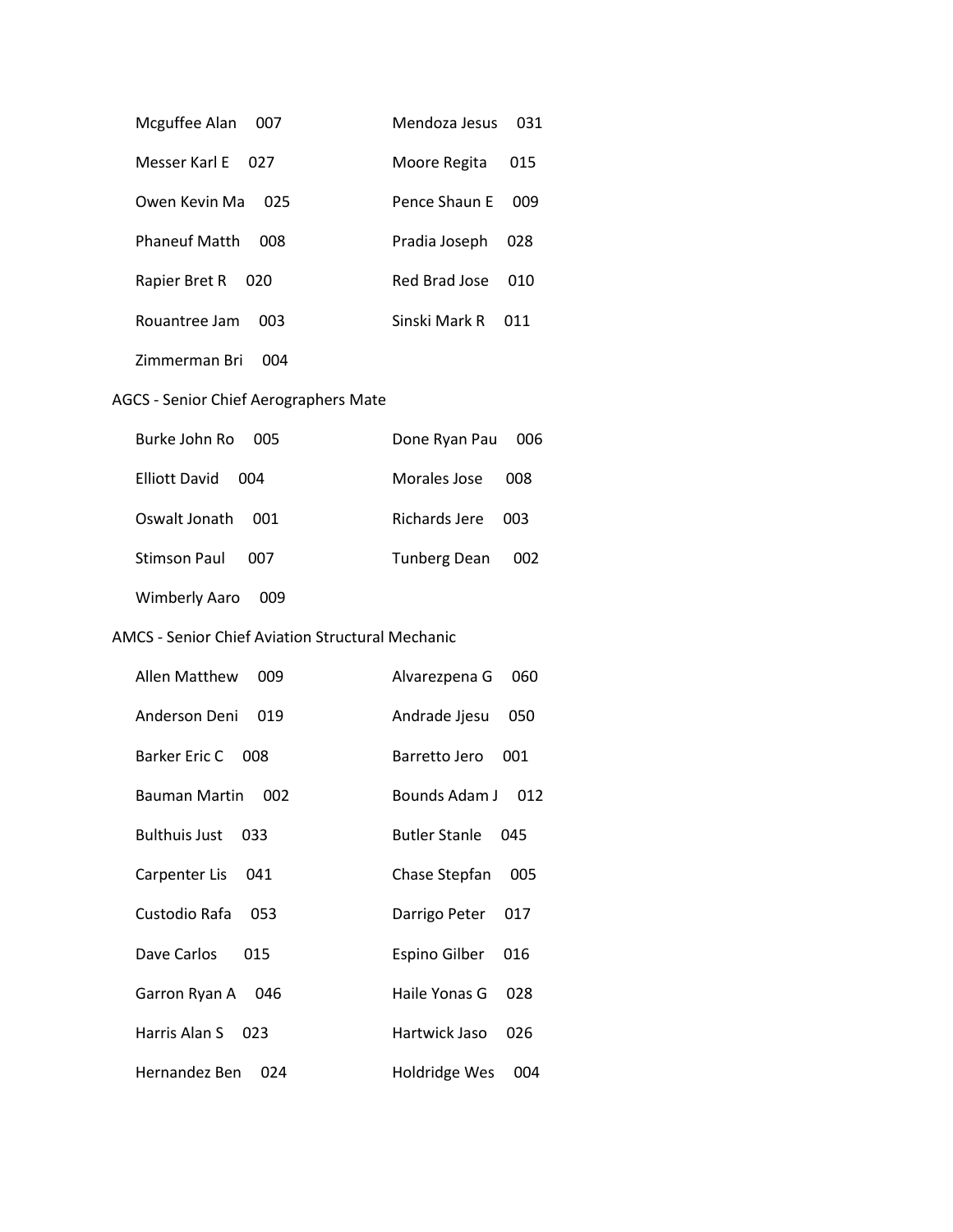| | |
|---|---|
| Mcguffee Alan 007 | Mendoza Jesus 031 |
| Messer Karl E 027 | Moore Regita 015 |
| Owen Kevin Ma 025 | Pence Shaun E 009 |
| Phaneuf Matth 008 | Pradia Joseph 028 |
| Rapier Bret R 020 | Red Brad Jose 010 |
| Rouantree Jam 003 | Sinski Mark R 011 |
| Zimmerman Bri 004 | |

AGCS - Senior Chief Aerographers Mate

| | |
|---|---|
| Burke John Ro 005 | Done Ryan Pau 006 |
| Elliott David 004 | Morales Jose 008 |
| Oswalt Jonath 001 | Richards Jere 003 |
| Stimson Paul 007 | Tunberg Dean 002 |
| Wimberly Aaro 009 | |

AMCS - Senior Chief Aviation Structural Mechanic

| | |
|---|---|
| Allen Matthew 009 | Alvarezpena G 060 |
| Anderson Deni 019 | Andrade Jjesu 050 |
| Barker Eric C 008 | Barretto Jero 001 |
| Bauman Martin 002 | Bounds Adam J 012 |
| Bulthuis Just 033 | Butler Stanle 045 |
| Carpenter Lis 041 | Chase Stepfan 005 |
| Custodio Rafa 053 | Darrigo Peter 017 |
| Dave Carlos 015 | Espino Gilber 016 |
| Garron Ryan A 046 | Haile Yonas G 028 |
| Harris Alan S 023 | Hartwick Jaso 026 |
| Hernandez Ben 024 | Holdridge Wes 004 |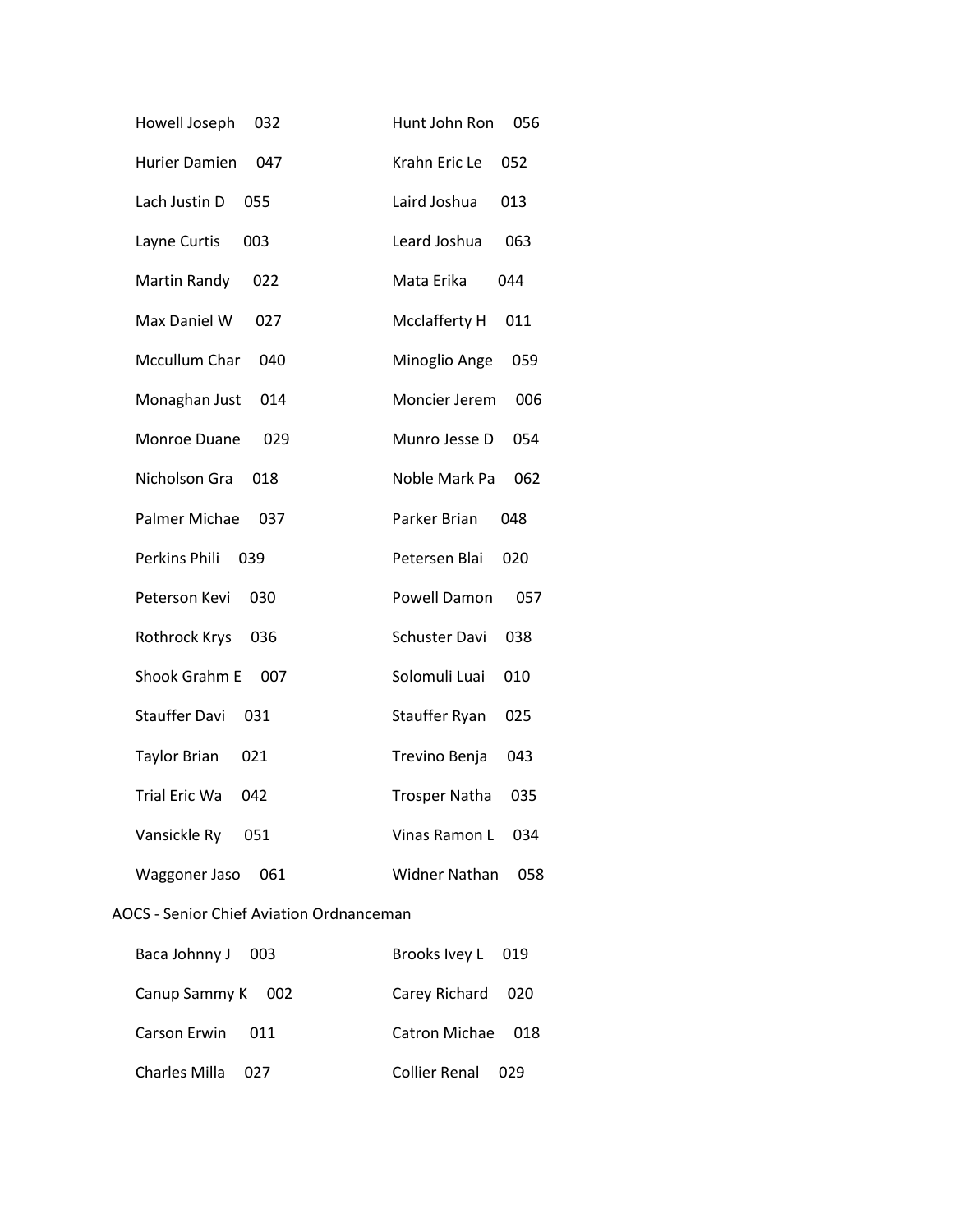Howell Joseph 032

Hunt John Ron 056

Hurier Damien 047

Krahn Eric Le 052

Lach Justin D 055

Laird Joshua 013

Layne Curtis 003

Leard Joshua 063

Martin Randy 022

Mata Erika 044

Max Daniel W 027

Mcclafferty H 011

Mccullum Char 040

Minoglio Ange 059

Monaghan Just 014

Moncier Jerem 006

Monroe Duane 029

Munro Jesse D 054

Nicholson Gra 018

Noble Mark Pa 062

Palmer Michae 037

Parker Brian 048

Perkins Phili 039

Petersen Blai 020

Peterson Kevi 030

Powell Damon 057

Rothrock Krys 036

Schuster Davi 038

Shook Grahm E 007

Solomuli Luai 010

Stauffer Davi 031

Stauffer Ryan 025

Taylor Brian 021

Trevino Benja 043

Trial Eric Wa 042

Trosper Natha 035

Vansickle Ry 051

Vinas Ramon L 034

Waggoner Jaso 061

Widner Nathan 058

AOCS - Senior Chief Aviation Ordnanceman

Baca Johnny J 003

Brooks Ivey L 019

Canup Sammy K 002

Carey Richard 020

Carson Erwin 011

Catron Michae 018

Charles Milla 027

Collier Renal 029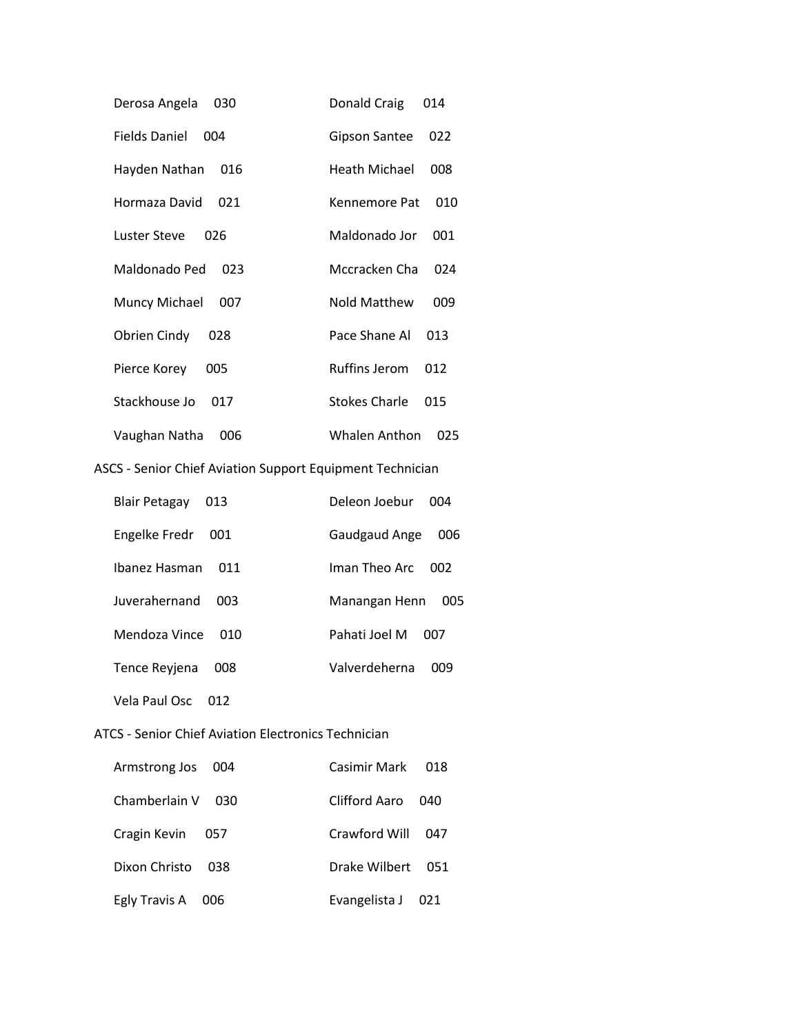| | |
|---|---|
| Derosa Angela 030 | Donald Craig 014 |
| Fields Daniel 004 | Gipson Santee 022 |
| Hayden Nathan 016 | Heath Michael 008 |
| Hormaza David 021 | Kennemore Pat 010 |
| Luster Steve 026 | Maldonado Jor 001 |
| Maldonado Ped 023 | Mccracken Cha 024 |
| Muncy Michael 007 | Nold Matthew 009 |
| Obrien Cindy 028 | Pace Shane Al 013 |
| Pierce Korey 005 | Ruffins Jerom 012 |
| Stackhouse Jo 017 | Stokes Charle 015 |
| Vaughan Natha 006 | Whalen Anthon 025 |

ASCS - Senior Chief Aviation Support Equipment Technician

| | |
|---|---|
| Blair Petagay 013 | Deleon Joebur 004 |
| Engelke Fredr 001 | Gaudgaud Ange 006 |
| Ibanez Hasman 011 | Iman Theo Arc 002 |
| Juverahernand 003 | Manangan Henn 005 |
| Mendoza Vince 010 | Pahati Joel M 007 |
| Tence Reyjena 008 | Valverdeherna 009 |
| Vela Paul Osc 012 | |

ATCS - Senior Chief Aviation Electronics Technician

| | |
|---|---|
| Armstrong Jos 004 | Casimir Mark 018 |
| Chamberlain V 030 | Clifford Aaro 040 |
| Cragin Kevin 057 | Crawford Will 047 |
| Dixon Christo 038 | Drake Wilbert 051 |
| Egly Travis A 006 | Evangelista J 021 |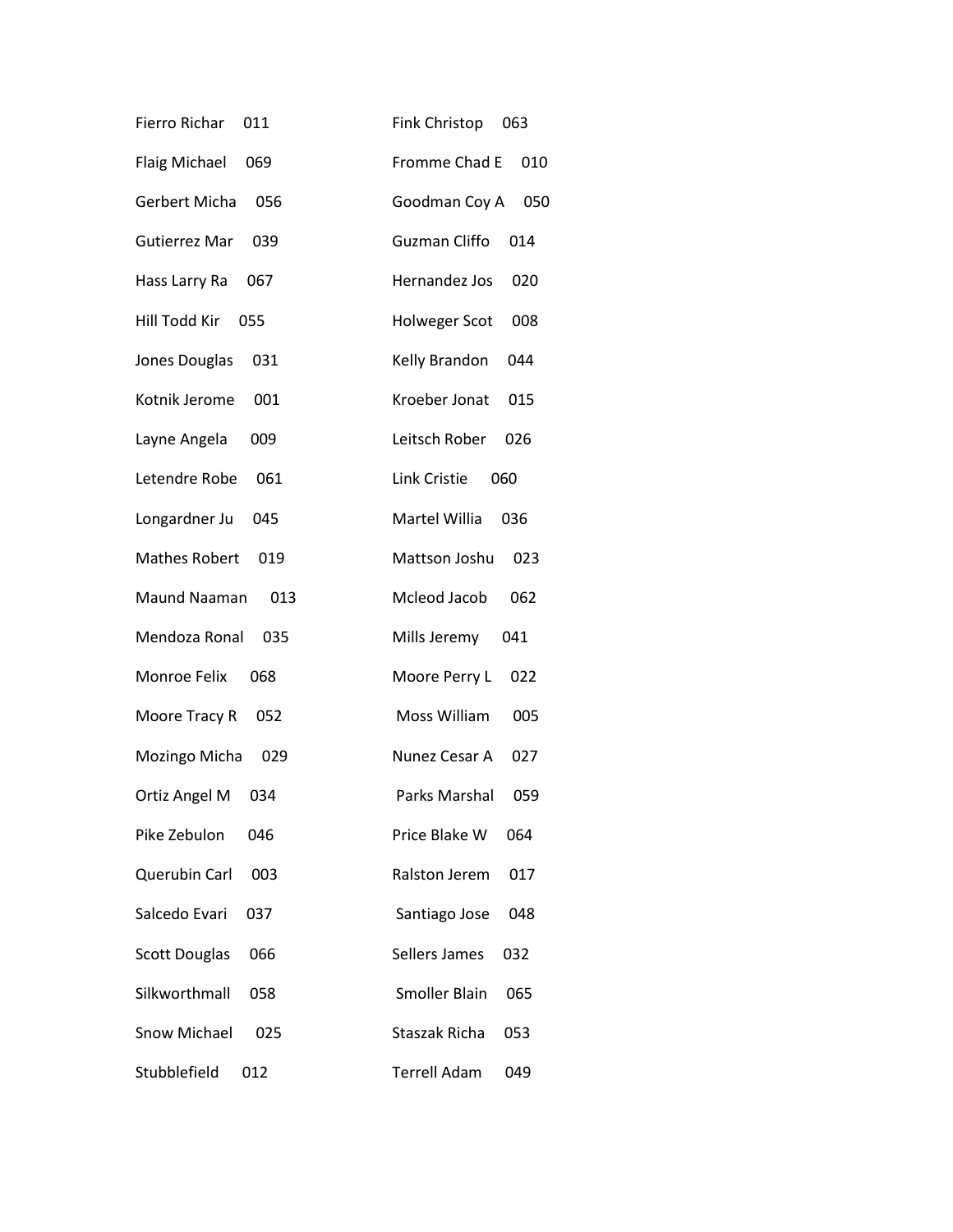Fierro Richar 011

Fink Christop 063

Flaig Michael 069

Fromme Chad E 010

Gerbert Micha 056

Goodman Coy A 050

Gutierrez Mar 039

Guzman Cliffo 014

Hass Larry Ra 067

Hernandez Jos 020

Hill Todd Kir 055

Holweger Scot 008

Jones Douglas 031

Kelly Brandon 044

Kotnik Jerome 001

Kroeber Jonat 015

Layne Angela 009

Leitsch Rober 026

Letendre Robe 061

Link Cristie 060

Longardner Ju 045

Martel Willia 036

Mathes Robert 019

Mattson Joshu 023

Maund Naaman 013

Mcleod Jacob 062

Mendoza Ronal 035

Mills Jeremy 041

Monroe Felix 068

Moore Perry L 022

Moore Tracy R 052

Moss William 005

Mozingo Micha 029

Nunez Cesar A 027

Ortiz Angel M 034

Parks Marshal 059

Pike Zebulon 046

Price Blake W 064

Querubin Carl 003

Ralston Jerem 017

Salcedo Evari 037

Santiago Jose 048

Scott Douglas 066

Sellers James 032

Silkworthmall 058

Smoller Blain 065

Snow Michael 025

Staszak Richa 053

Stubblefield 012

Terrell Adam 049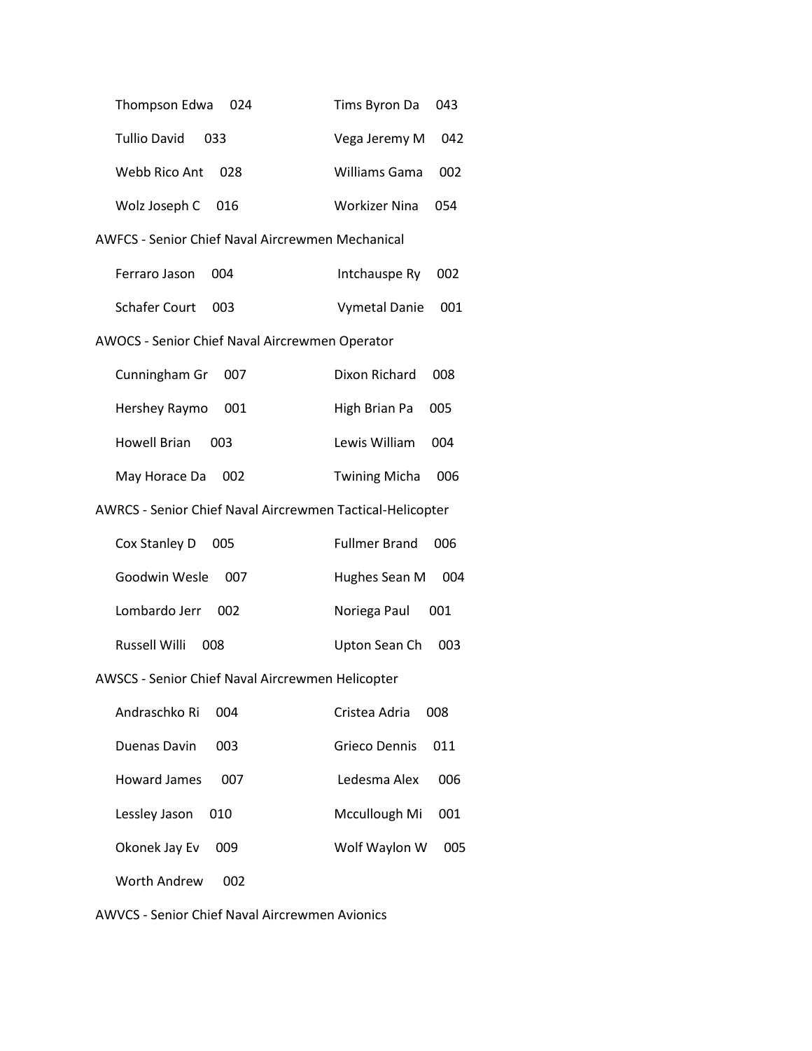| | |
|---|---|
| Thompson Edwa 024 | Tims Byron Da 043 |
| Tullio David 033 | Vega Jeremy M 042 |
| Webb Rico Ant 028 | Williams Gama 002 |
| Wolz Joseph C 016 | Workizer Nina 054 |

AWFCS - Senior Chief Naval Aircrewmen Mechanical

| | |
|---|---|
| Ferraro Jason 004 | Intchauspe Ry 002 |
| Schafer Court 003 | Vymetal Danie 001 |

AWOCS - Senior Chief Naval Aircrewmen Operator

| | |
|---|---|
| Cunningham Gr 007 | Dixon Richard 008 |
| Hershey Raymo 001 | High Brian Pa 005 |
| Howell Brian 003 | Lewis William 004 |
| May Horace Da 002 | Twining Micha 006 |

AWRCS - Senior Chief Naval Aircrewmen Tactical-Helicopter

| | |
|---|---|
| Cox Stanley D 005 | Fullmer Brand 006 |
| Goodwin Wesle 007 | Hughes Sean M 004 |
| Lombardo Jerr 002 | Noriega Paul 001 |
| Russell Willi 008 | Upton Sean Ch 003 |

AWSCS - Senior Chief Naval Aircrewmen Helicopter

| | |
|---|---|
| Andraschko Ri 004 | Cristea Adria 008 |
| Duenas Davin 003 | Grieco Dennis 011 |
| Howard James 007 | Ledesma Alex 006 |
| Lessley Jason 010 | Mccullough Mi 001 |
| Okonek Jay Ev 009 | Wolf Waylon W 005 |
| Worth Andrew 002 | |

AWVCS - Senior Chief Naval Aircrewmen Avionics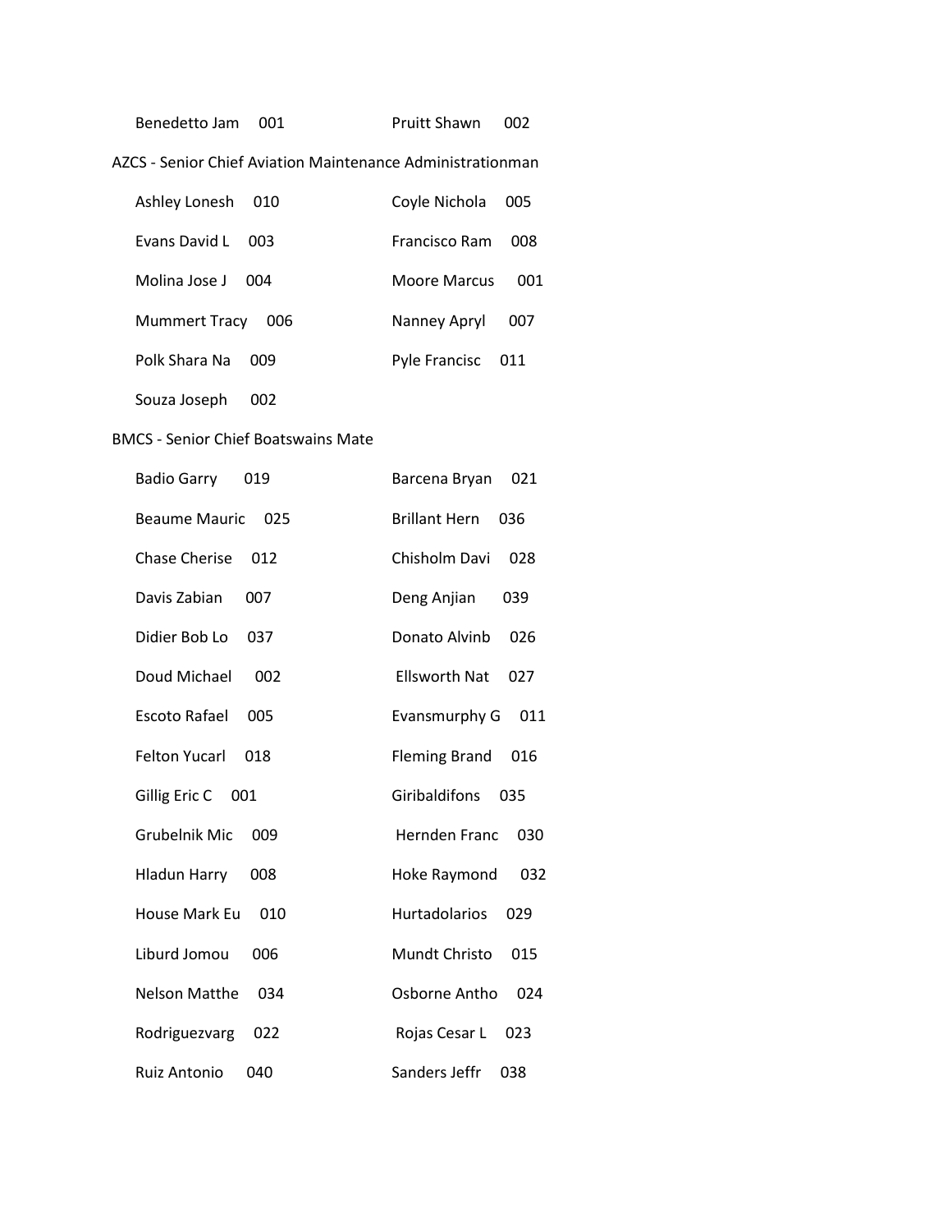| | |
|---|---|
| Benedetto Jam 001 | Pruitt Shawn 002 |

AZCS - Senior Chief Aviation Maintenance Administrationman

| | |
|---|---|
| Ashley Lonesh 010 | Coyle Nichola 005 |
| Evans David L 003 | Francisco Ram 008 |
| Molina Jose J 004 | Moore Marcus 001 |
| Mummert Tracy 006 | Nanney Apryl 007 |
| Polk Shara Na 009 | Pyle Francisc 011 |
| Souza Joseph 002 | |

BMCS - Senior Chief Boatswains Mate

| | |
|---|---|
| Badio Garry 019 | Barcena Bryan 021 |
| Beaume Mauric 025 | Brillant Hern 036 |
| Chase Cherise 012 | Chisholm Davi 028 |
| Davis Zabian 007 | Deng Anjian 039 |
| Didier Bob Lo 037 | Donato Alvinb 026 |
| Doud Michael 002 | Ellsworth Nat 027 |
| Escoto Rafael 005 | Evansmurphy G 011 |
| Felton Yucarl 018 | Fleming Brand 016 |
| Gillig Eric C 001 | Giribaldifons 035 |
| Grubelnik Mic 009 | Hernden Franc 030 |
| Hladun Harry 008 | Hoke Raymond 032 |
| House Mark Eu 010 | Hurtadolarios 029 |
| Liburd Jomou 006 | Mundt Christo 015 |
| Nelson Matthe 034 | Osborne Antho 024 |
| Rodriguezvarg 022 | Rojas Cesar L 023 |
| Ruiz Antonio 040 | Sanders Jeffr 038 |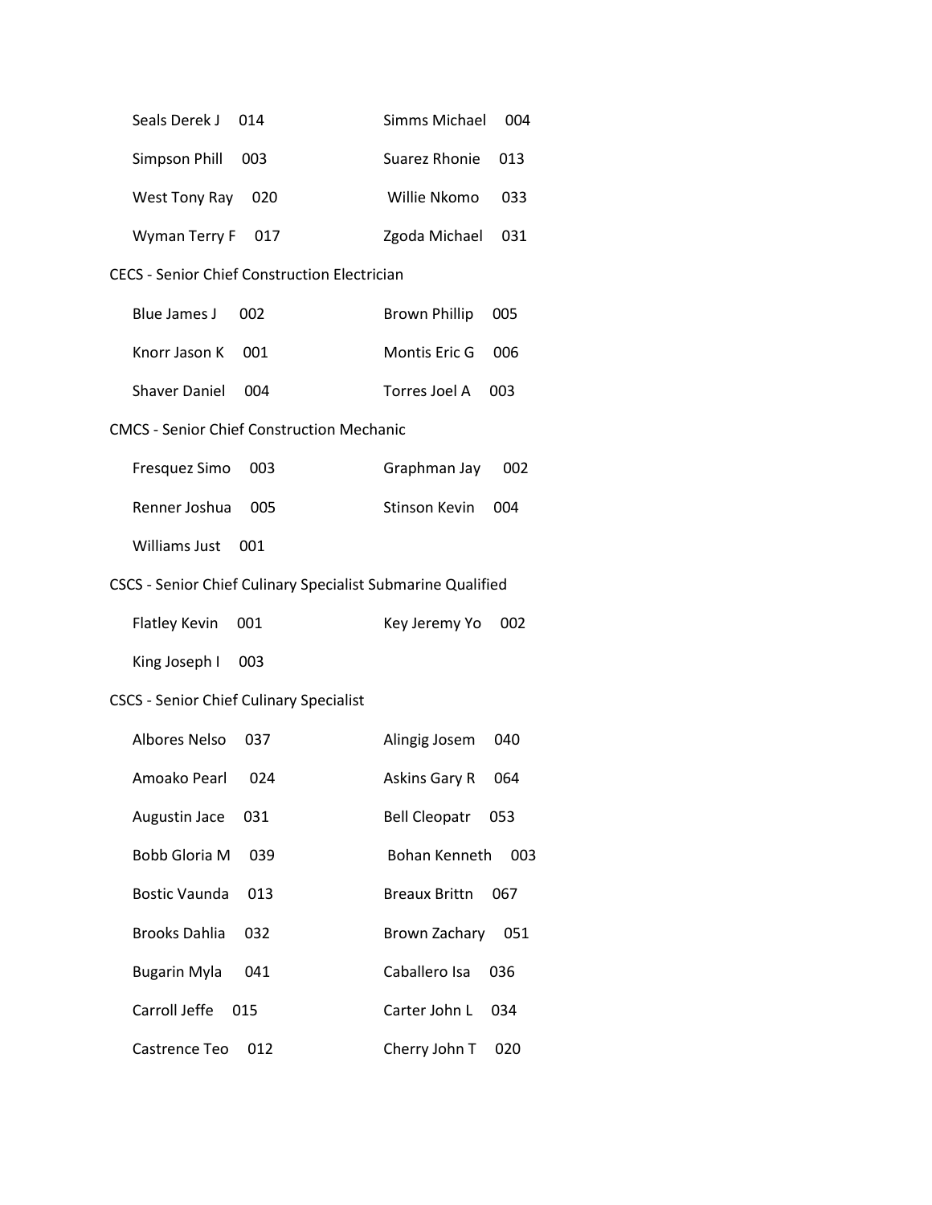Seals Derek J 014

Simms Michael 004

Simpson Phill 003

Suarez Rhonie 013

West Tony Ray 020

Willie Nkomo 033

Wyman Terry F 017

Zgoda Michael 031

CECS - Senior Chief Construction Electrician

Blue James J 002

Brown Phillip 005

Knorr Jason K 001

Montis Eric G 006

Shaver Daniel 004

Torres Joel A 003

CMCS - Senior Chief Construction Mechanic

Fresquez Simo 003

Graphman Jay 002

Renner Joshua 005

Stinson Kevin 004

Williams Just 001

CSCS - Senior Chief Culinary Specialist Submarine Qualified

Flatley Kevin 001

Key Jeremy Yo 002

King Joseph I 003

CSCS - Senior Chief Culinary Specialist

Albores Nelso 037

Alingig Josem 040

Amoako Pearl 024

Askins Gary R 064

Augustin Jace 031

Bell Cleopatr 053

Bobb Gloria M 039

Bohan Kenneth 003

Bostic Vaunda 013

Breaux Brittn 067

Brooks Dahlia 032

Brown Zachary 051

Bugarin Myla 041

Caballero Isa 036

Carroll Jeffe 015

Carter John L 034

Castrence Teo 012

Cherry John T 020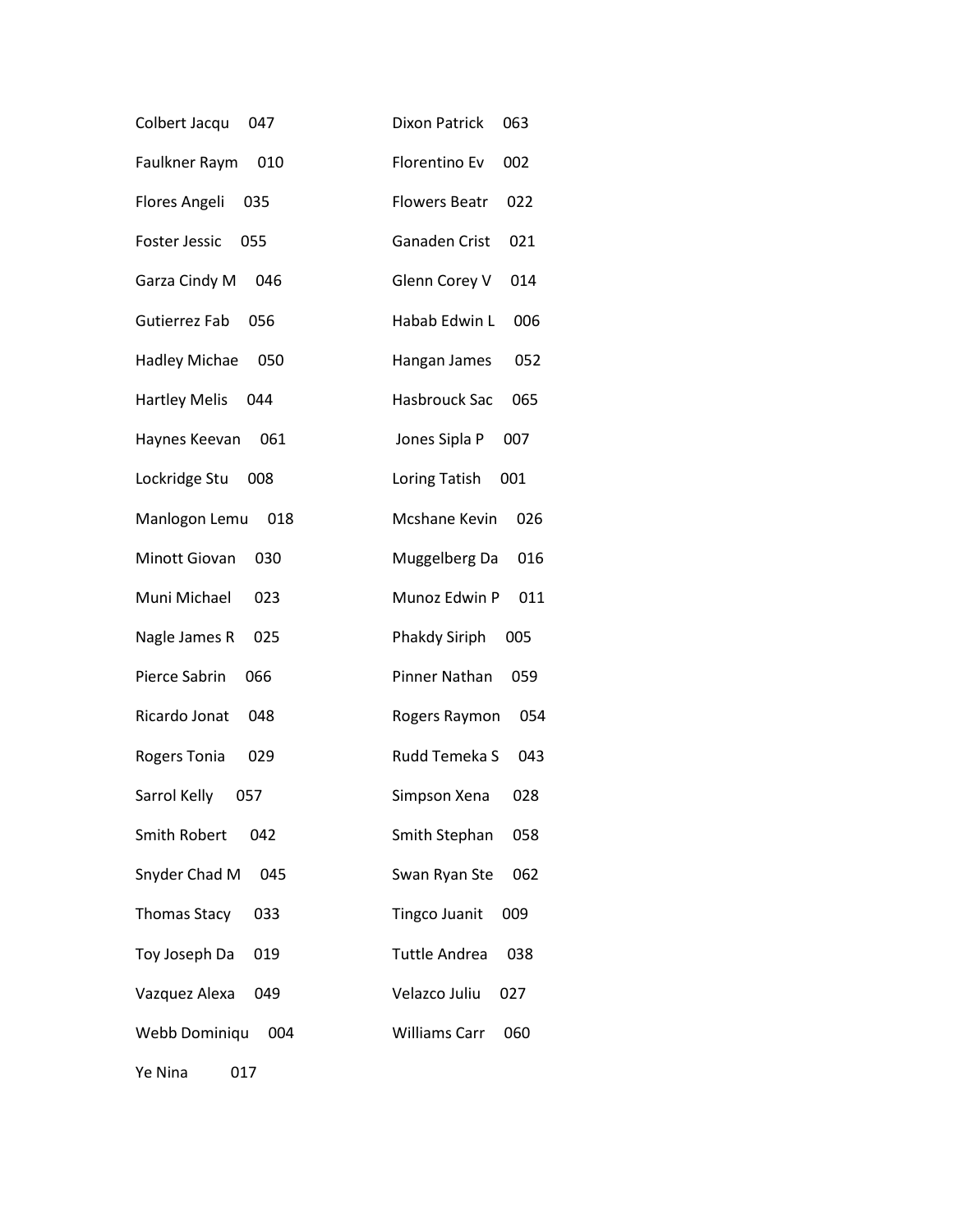Colbert Jacqu 047

Dixon Patrick 063

Faulkner Raym 010

Florentino Ev 002

Flores Angeli 035

Flowers Beatr 022

Foster Jessic 055

Ganaden Crist 021

Garza Cindy M 046

Glenn Corey V 014

Gutierrez Fab 056

Habab Edwin L 006

Hadley Michae 050

Hangan James 052

Hartley Melis 044

Hasbrouck Sac 065

Haynes Keevan 061

Jones Sipla P 007

Lockridge Stu 008

Loring Tatish 001

Manlogon Lemu 018

Mcshane Kevin 026

Minott Giovan 030

Muggelberg Da 016

Muni Michael 023

Munoz Edwin P 011

Nagle James R 025

Phakdy Siriph 005

Pierce Sabrin 066

Pinner Nathan 059

Ricardo Jonat 048

Rogers Raymon 054

Rogers Tonia 029

Rudd Temeka S 043

Sarrol Kelly 057

Simpson Xena 028

Smith Robert 042

Smith Stephan 058

Snyder Chad M 045

Swan Ryan Ste 062

Thomas Stacy 033

Tingco Juanit 009

Toy Joseph Da 019

Tuttle Andrea 038

Vazquez Alexa 049

Velazco Juliu 027

Webb Dominiqu 004

Williams Carr 060

Ye Nina 017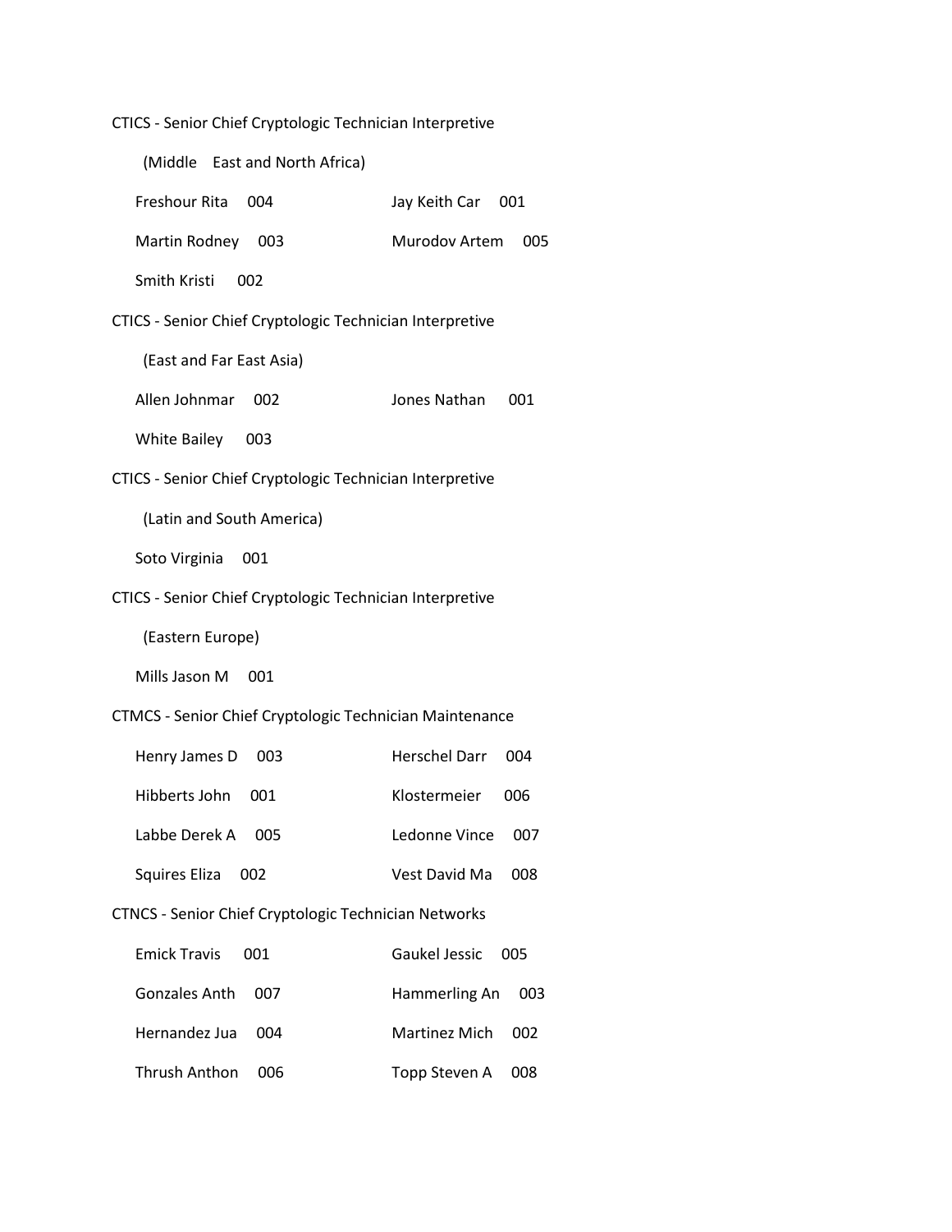CTICS - Senior Chief Cryptologic Technician Interpretive

(Middle East and North Africa)

Freshour Rita 004

Jay Keith Car 001

Martin Rodney 003

Murodov Artem 005

Smith Kristi 002

CTICS - Senior Chief Cryptologic Technician Interpretive

(East and Far East Asia)

Allen Johnmar 002

Jones Nathan 001

White Bailey 003

CTICS - Senior Chief Cryptologic Technician Interpretive

(Latin and South America)

Soto Virginia 001

CTICS - Senior Chief Cryptologic Technician Interpretive

(Eastern Europe)

Mills Jason M 001

CTMCS - Senior Chief Cryptologic Technician Maintenance

Henry James D 003

Herschel Darr 004

Hibberts John 001

Klostermeier 006

Labbe Derek A 005

Ledonne Vince 007

Squires Eliza 002

Vest David Ma 008

CTNCS - Senior Chief Cryptologic Technician Networks

Emick Travis 001

Gaukel Jessic 005

Gonzales Anth 007

Hammerling An 003

Hernandez Jua 004

Martinez Mich 002

Thrush Anthon 006

Topp Steven A 008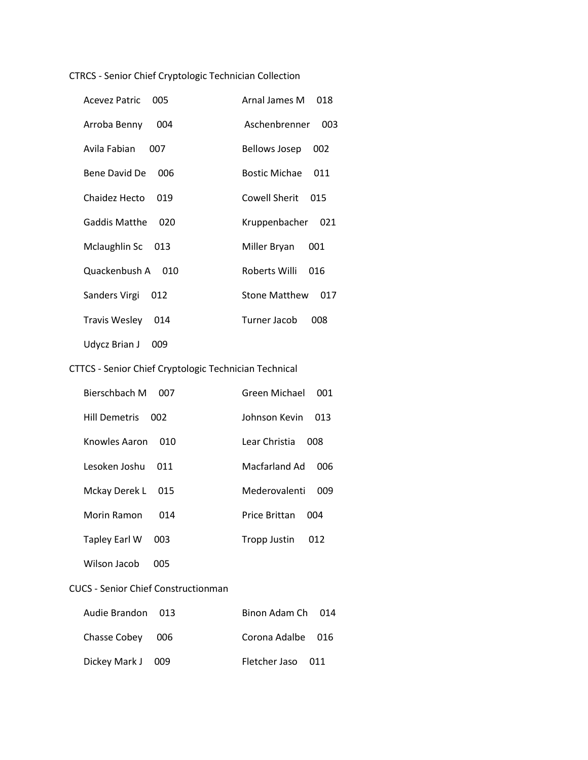CTRCS - Senior Chief Cryptologic Technician Collection

| | |
|---|---|
| Acevez Patric 005 | Arnal James M 018 |
| Arroba Benny 004 | Aschenbrenner 003 |
| Avila Fabian 007 | Bellows Josep 002 |
| Bene David De 006 | Bostic Michae 011 |
| Chaidez Hecto 019 | Cowell Sherit 015 |
| Gaddis Matthe 020 | Kruppenbacher 021 |
| Mclaughlin Sc 013 | Miller Bryan 001 |
| Quackenbush A 010 | Roberts Willi 016 |
| Sanders Virgi 012 | Stone Matthew 017 |
| Travis Wesley 014 | Turner Jacob 008 |
| Udycz Brian J 009 | |

CTTCS - Senior Chief Cryptologic Technician Technical

| | |
|---|---|
| Bierschbach M 007 | Green Michael 001 |
| Hill Demetris 002 | Johnson Kevin 013 |
| Knowles Aaron 010 | Lear Christia 008 |
| Lesoken Joshu 011 | Macfarland Ad 006 |
| Mckay Derek L 015 | Mederovalenti 009 |
| Morin Ramon 014 | Price Brittan 004 |
| Tapley Earl W 003 | Tropp Justin 012 |
| Wilson Jacob 005 | |

CUCS - Senior Chief Constructionman

| | |
|---|---|
| Audie Brandon 013 | Binon Adam Ch 014 |
| Chasse Cobey 006 | Corona Adalbe 016 |
| Dickey Mark J 009 | Fletcher Jaso 011 |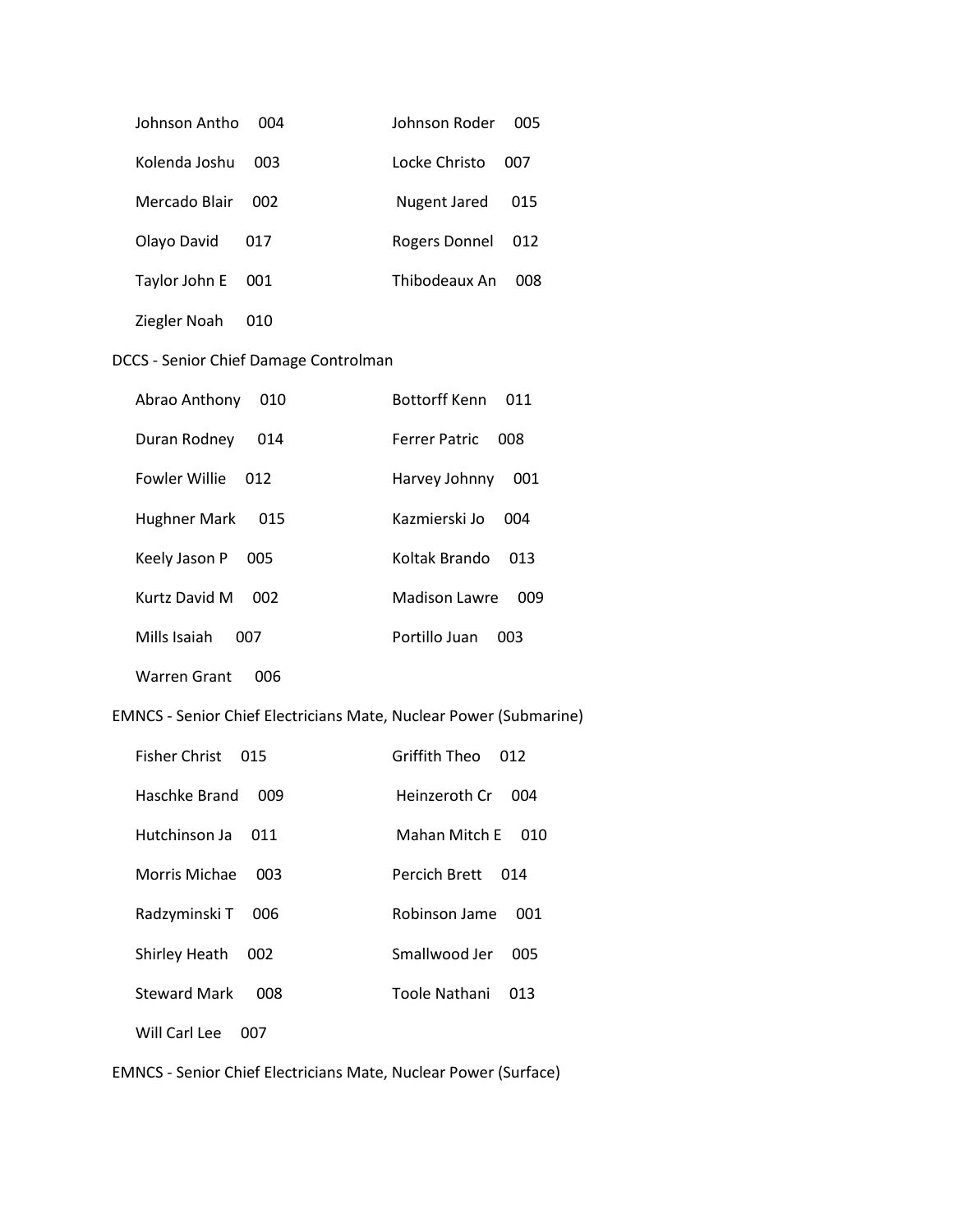Johnson Antho 004 | Johnson Roder 005
Kolenda Joshu 003 | Locke Christo 007
Mercado Blair 002 | Nugent Jared 015
Olayo David 017 | Rogers Donnel 012
Taylor John E 001 | Thibodeaux An 008
Ziegler Noah 010

DCCS - Senior Chief Damage Controlman

Abrao Anthony 010 | Bottorff Kenn 011
Duran Rodney 014 | Ferrer Patric 008
Fowler Willie 012 | Harvey Johnny 001
Hughner Mark 015 | Kazmierski Jo 004
Keely Jason P 005 | Koltak Brando 013
Kurtz David M 002 | Madison Lawre 009
Mills Isaiah 007 | Portillo Juan 003
Warren Grant 006

EMNCS - Senior Chief Electricians Mate, Nuclear Power (Submarine)

Fisher Christ 015 | Griffith Theo 012
Haschke Brand 009 | Heinzeroth Cr 004
Hutchinson Ja 011 | Mahan Mitch E 010
Morris Michae 003 | Percich Brett 014
Radzyminski T 006 | Robinson Jame 001
Shirley Heath 002 | Smallwood Jer 005
Steward Mark 008 | Toole Nathani 013
Will Carl Lee 007

EMNCS - Senior Chief Electricians Mate, Nuclear Power (Surface)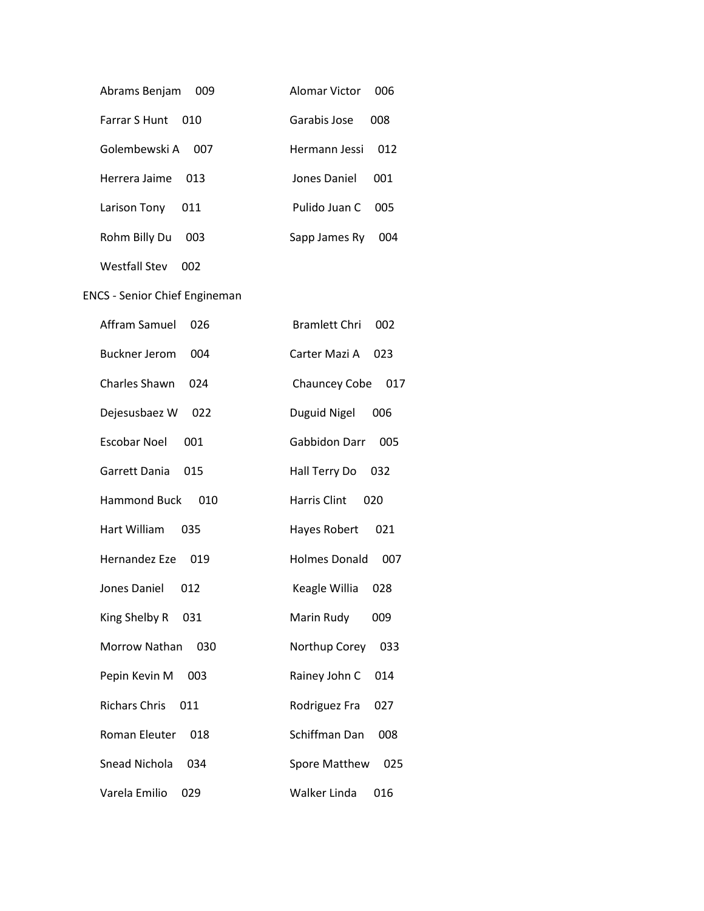Abrams Benjam 009 Alomar Victor 006

Farrar S Hunt 010 Garabis Jose 008

Golembewski A 007 Hermann Jessi 012

Herrera Jaime 013 Jones Daniel 001

Larison Tony 011 Pulido Juan C 005

Rohm Billy Du 003 Sapp James Ry 004

Westfall Stev 002

ENCS - Senior Chief Engineman

Afram Samuel 026 Bramlett Chri 002

Buckner Jerom 004 Carter Mazi A 023

Charles Shawn 024 Chauncey Cobe 017

Dejesusbaez W 022 Duguid Nigel 006

Escobar Noel 001 Gabbidon Darr 005

Garrett Dania 015 Hall Terry Do 032

Hammond Buck 010 Harris Clint 020

Hart William 035 Hayes Robert 021

Hernandez Eze 019 Holmes Donald 007

Jones Daniel 012 Keagle Willia 028

King Shelby R 031 Marin Rudy 009

Morrow Nathan 030 Northup Corey 033

Pepin Kevin M 003 Rainey John C 014

Richars Chris 011 Rodriguez Fra 027

Roman Eleuter 018 Schiffman Dan 008

Snead Nichola 034 Spore Matthew 025

Varela Emilio 029 Walker Linda 016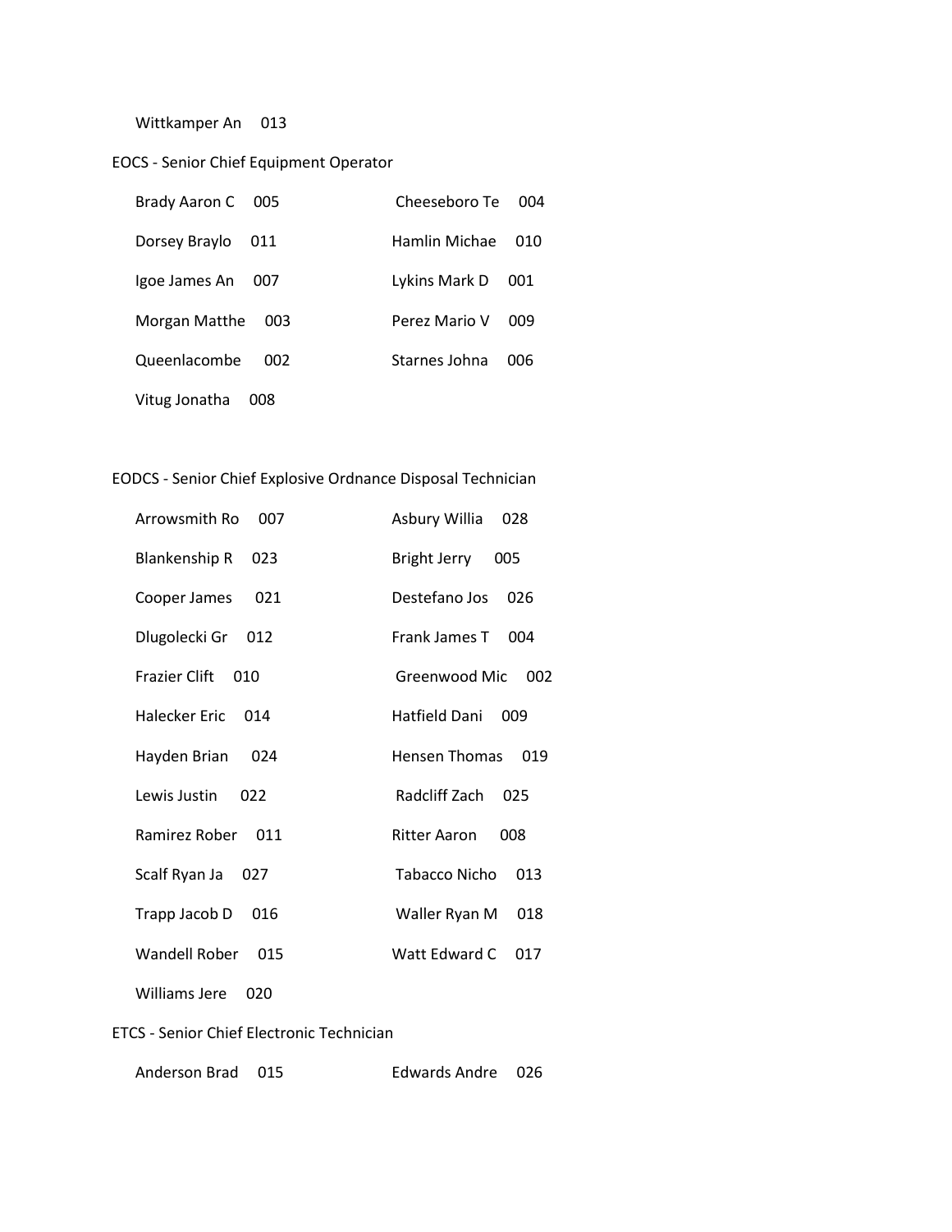Wittkamper An 013

EOCS - Senior Chief Equipment Operator

Brady Aaron C 005

Cheeseboro Te 004

Dorsey Braylo 011

Hamlin Michae 010

Igoe James An 007

Lykins Mark D 001

Morgan Matthe 003

Perez Mario V 009

Queenlacombe 002

Starnes Johna 006

Vitug Jonatha 008

EODCS - Senior Chief Explosive Ordnance Disposal Technician

Arrowsmith Ro 007

Asbury Willia 028

Blankenship R 023

Bright Jerry 005

Cooper James 021

Destefano Jos 026

Dlugolecki Gr 012

Frank James T 004

Frazier Clift 010

Greenwood Mic 002

Halecker Eric 014

Hatfield Dani 009

Hayden Brian 024

Hensen Thomas 019

Lewis Justin 022

Radcliff Zach 025

Ramirez Rober 011

Ritter Aaron 008

Scalf Ryan Ja 027

Tabacco Nicho 013

Trapp Jacob D 016

Waller Ryan M 018

Wandell Rober 015

Watt Edward C 017

Williams Jere 020

ETCS - Senior Chief Electronic Technician

Anderson Brad 015

Edwards Andre 026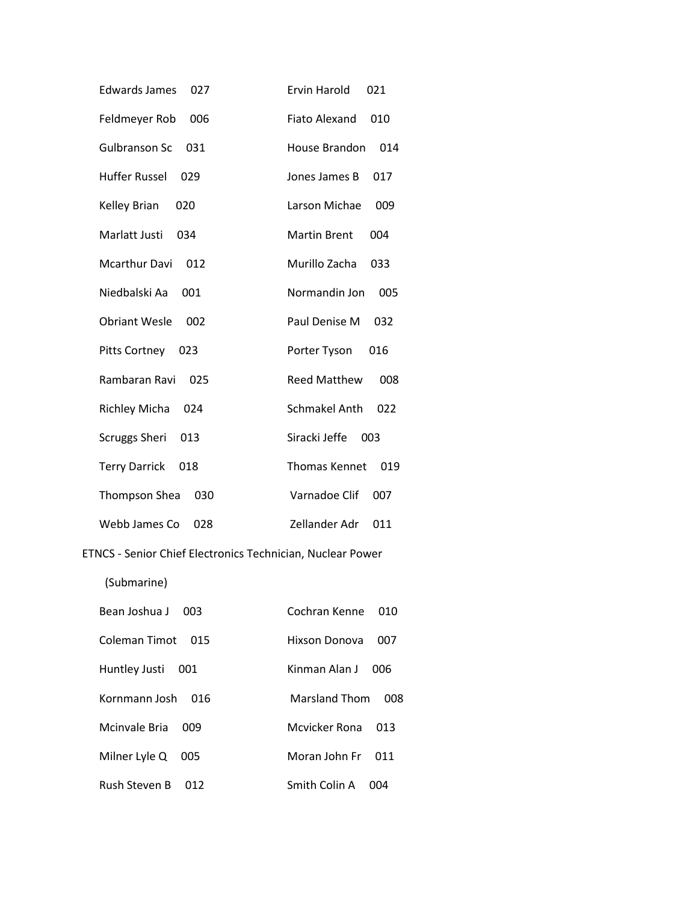| | |
|---|---|
| Edwards James 027 | Ervin Harold 021 |
| Feldmeyer Rob 006 | Fiato Alexand 010 |
| Gulbranson Sc 031 | House Brandon 014 |
| Huffer Russel 029 | Jones James B 017 |
| Kelley Brian 020 | Larson Michae 009 |
| Marlatt Justi 034 | Martin Brent 004 |
| Mcarthur Davi 012 | Murillo Zacha 033 |
| Niedbalski Aa 001 | Normandin Jon 005 |
| Obriant Wesle 002 | Paul Denise M 032 |
| Pitts Cortney 023 | Porter Tyson 016 |
| Rambaran Ravi 025 | Reed Matthew 008 |
| Richley Micha 024 | Schmakel Anth 022 |
| Scruggs Sheri 013 | Siracki Jeffe 003 |
| Terry Darrick 018 | Thomas Kennet 019 |
| Thompson Shea 030 | Varnadoe Clif 007 |
| Webb James Co 028 | Zellander Adr 011 |

ETNCS - Senior Chief Electronics Technician, Nuclear Power (Submarine)

| | |
|---|---|
| Bean Joshua J 003 | Cochran Kenne 010 |
| Coleman Timot 015 | Hixson Donova 007 |
| Huntley Justi 001 | Kinman Alan J 006 |
| Kornmann Josh 016 | Marsland Thom 008 |
| Mcinvale Bria 009 | Mcvicker Rona 013 |
| Milner Lyle Q 005 | Moran John Fr 011 |
| Rush Steven B 012 | Smith Colin A 004 |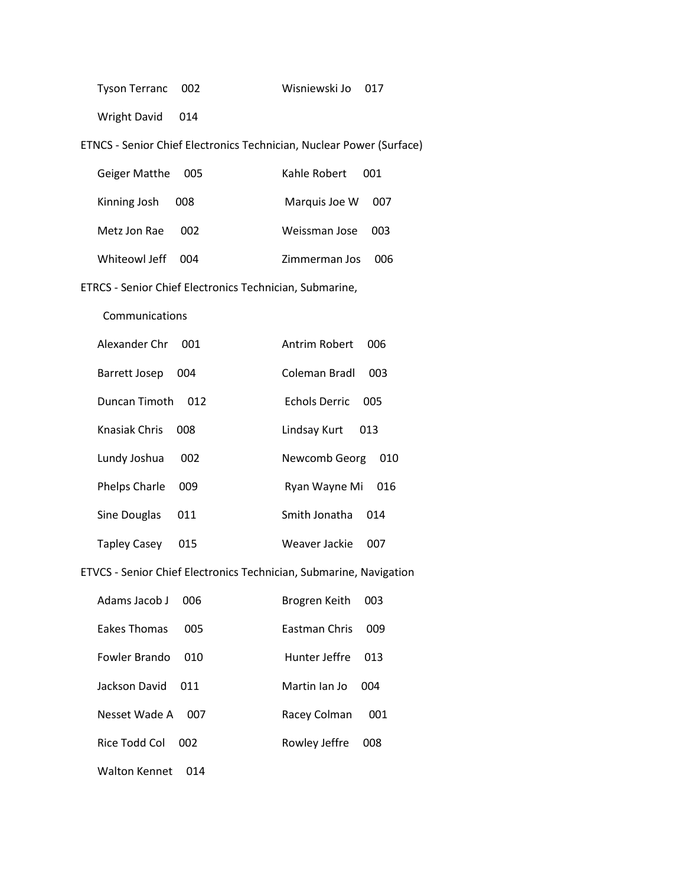Tyson Terranc 002
Wisniewski Jo 017
Wright David 014

ETNCS - Senior Chief Electronics Technician, Nuclear Power (Surface)

Geiger Matthe 005
Kahle Robert 001
Kinning Josh 008
Marquis Joe W 007
Metz Jon Rae 002
Weissman Jose 003
Whiteowl Jeff 004
Zimmerman Jos 006

ETRCS - Senior Chief Electronics Technician, Submarine, Communications

Alexander Chr 001
Antrim Robert 006
Barrett Josep 004
Coleman Bradl 003
Duncan Timoth 012
Echols Derric 005
Knasiak Chris 008
Lindsay Kurt 013
Lundy Joshua 002
Newcomb Georg 010
Phelps Charle 009
Ryan Wayne Mi 016
Sine Douglas 011
Smith Jonatha 014
Tapley Casey 015
Weaver Jackie 007

ETVCS - Senior Chief Electronics Technician, Submarine, Navigation

Adams Jacob J 006
Brogren Keith 003
Eakes Thomas 005
Eastman Chris 009
Fowler Brando 010
Hunter Jeffre 013
Jackson David 011
Martin Ian Jo 004
Nesset Wade A 007
Racey Colman 001
Rice Todd Col 002
Rowley Jeffre 008
Walton Kennet 014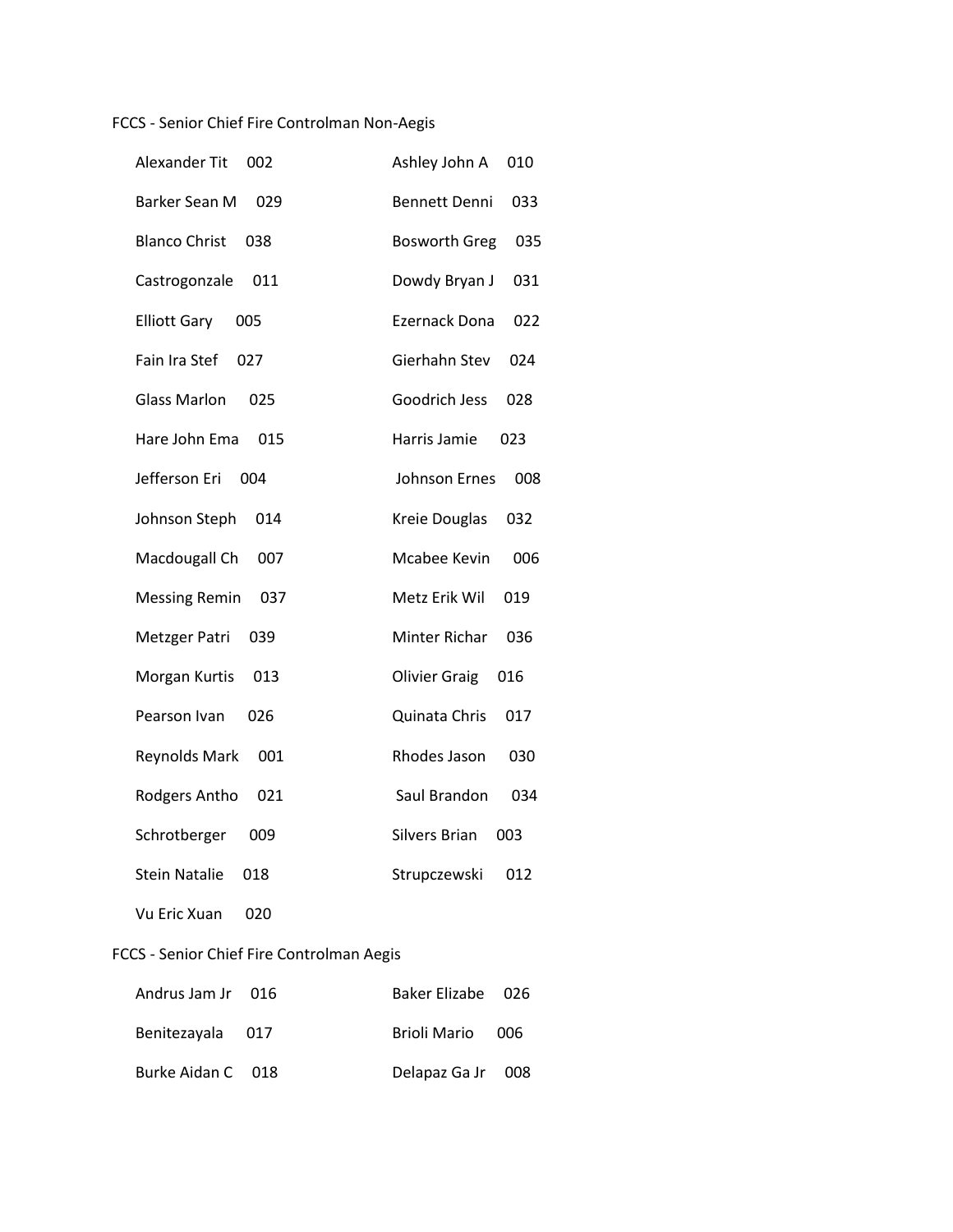FCCS - Senior Chief Fire Controlman Non-Aegis

| | |
|---|---|
| Alexander Tit 002 | Ashley John A 010 |
| Barker Sean M 029 | Bennett Denni 033 |
| Blanco Christ 038 | Bosworth Greg 035 |
| Castrogonzale 011 | Dowdy Bryan J 031 |
| Elliott Gary 005 | Ezernack Dona 022 |
| Fain Ira Stef 027 | Gierhahn Stev 024 |
| Glass Marlon 025 | Goodrich Jess 028 |
| Hare John Ema 015 | Harris Jamie 023 |
| Jefferson Eri 004 | Johnson Ernes 008 |
| Johnson Steph 014 | Kreie Douglas 032 |
| Macdougall Ch 007 | Mcabee Kevin 006 |
| Messing Remin 037 | Metz Erik Wil 019 |
| Metzger Patri 039 | Minter Richar 036 |
| Morgan Kurtis 013 | Olivier Graig 016 |
| Pearson Ivan 026 | Quinata Chris 017 |
| Reynolds Mark 001 | Rhodes Jason 030 |
| Rodgers Antho 021 | Saul Brandon 034 |
| Schrotberger 009 | Silvers Brian 003 |
| Stein Natalie 018 | Strupczewski 012 |
| Vu Eric Xuan 020 | |

FCCS - Senior Chief Fire Controlman Aegis

| | |
|---|---|
| Andrus Jam Jr 016 | Baker Elizabe 026 |
| Benitezayala 017 | Brioli Mario 006 |
| Burke Aidan C 018 | Delapaz Ga Jr 008 |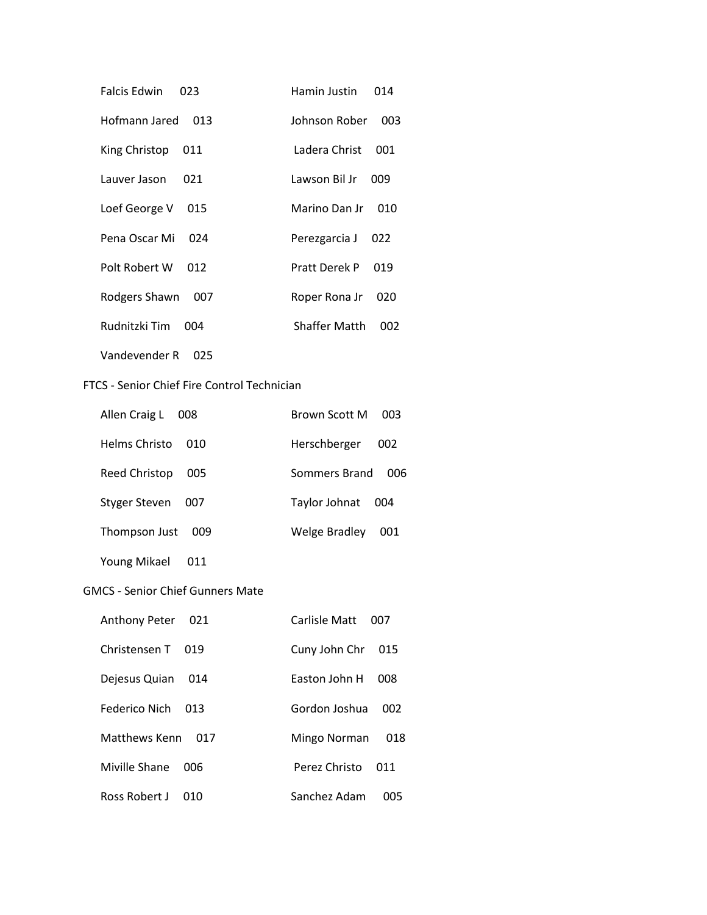Falcis Edwin 023

Hamin Justin 014

Hofmann Jared 013

Johnson Rober 003

King Christop 011

Ladera Christ 001

Lauver Jason 021

Lawson Bil Jr 009

Loef George V 015

Marino Dan Jr 010

Pena Oscar Mi 024

Perezgarcia J 022

Polt Robert W 012

Pratt Derek P 019

Rodgers Shawn 007

Roper Rona Jr 020

Rudnitzki Tim 004

Shaffer Matth 002

Vandevender R 025

FTCS - Senior Chief Fire Control Technician

Allen Craig L 008

Brown Scott M 003

Helms Christo 010

Herschberger 002

Reed Christop 005

Sommers Brand 006

Styger Steven 007

Taylor Johnat 004

Thompson Just 009

Welge Bradley 001

Young Mikael 011

GMCS - Senior Chief Gunners Mate

Anthony Peter 021

Carlisle Matt 007

Christensen T 019

Cuny John Chr 015

Dejesus Quian 014

Easton John H 008

Federico Nich 013

Gordon Joshua 002

Matthews Kenn 017

Mingo Norman 018

Miville Shane 006

Perez Christo 011

Ross Robert J 010

Sanchez Adam 005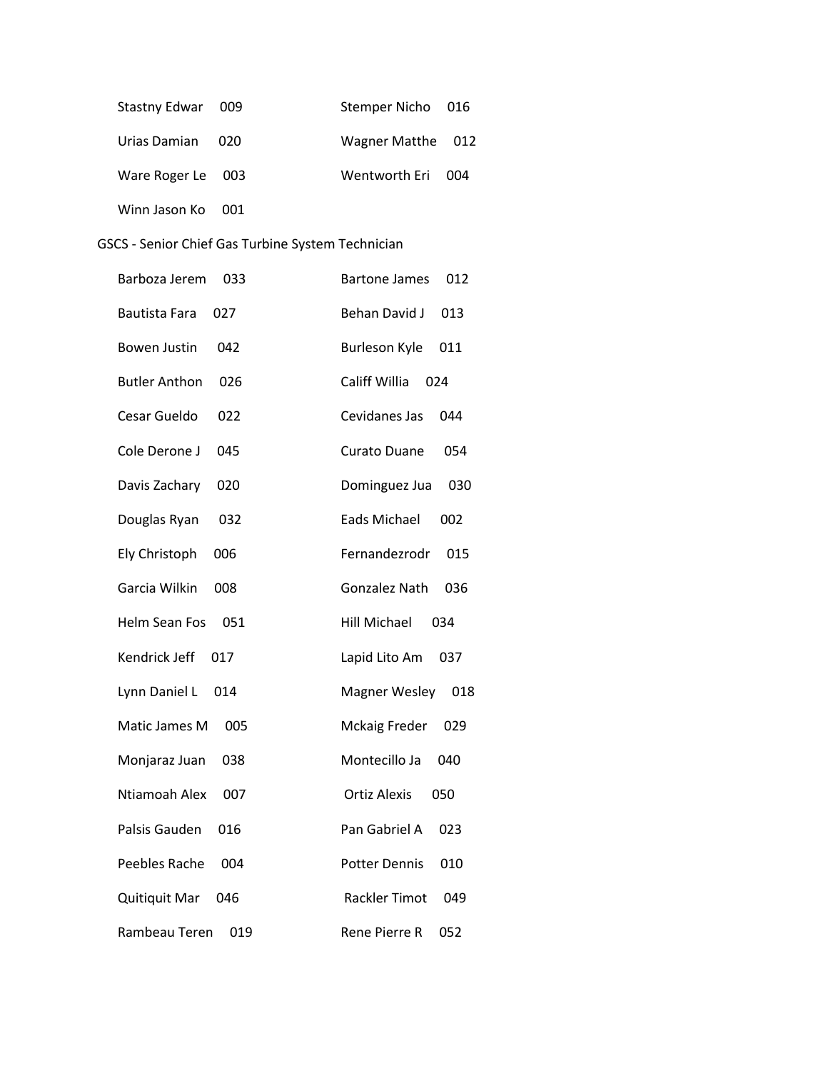| | | | |
|---|---|---|---|
| Stastny Edwar | 009 | Stemper Nicho | 016 |
| Urias Damian | 020 | Wagner Matthe | 012 |
| Ware Roger Le | 003 | Wentworth Eri | 004 |
| Winn Jason Ko | 001 | | |

GSCS - Senior Chief Gas Turbine System Technician

| | | | |
|---|---|---|---|
| Barboza Jerem | 033 | Bartone James | 012 |
| Bautista Fara | 027 | Behan David J | 013 |
| Bowen Justin | 042 | Burleson Kyle | 011 |
| Butler Anthon | 026 | Califf Willia | 024 |
| Cesar Gueldo | 022 | Cevidanes Jas | 044 |
| Cole Derone J | 045 | Curato Duane | 054 |
| Davis Zachary | 020 | Dominguez Jua | 030 |
| Douglas Ryan | 032 | Eads Michael | 002 |
| Ely Christoph | 006 | Fernandezrodr | 015 |
| Garcia Wilkin | 008 | Gonzalez Nath | 036 |
| Helm Sean Fos | 051 | Hill Michael | 034 |
| Kendrick Jeff | 017 | Lapid Lito Am | 037 |
| Lynn Daniel L | 014 | Magner Wesley | 018 |
| Matic James M | 005 | Mckaig Freder | 029 |
| Monjaraz Juan | 038 | Montecillo Ja | 040 |
| Ntiamoah Alex | 007 | Ortiz Alexis | 050 |
| Palsis Gauden | 016 | Pan Gabriel A | 023 |
| Peebles Rache | 004 | Potter Dennis | 010 |
| Quitiquit Mar | 046 | Rackler Timot | 049 |
| Rambeau Teren | 019 | Rene Pierre R | 052 |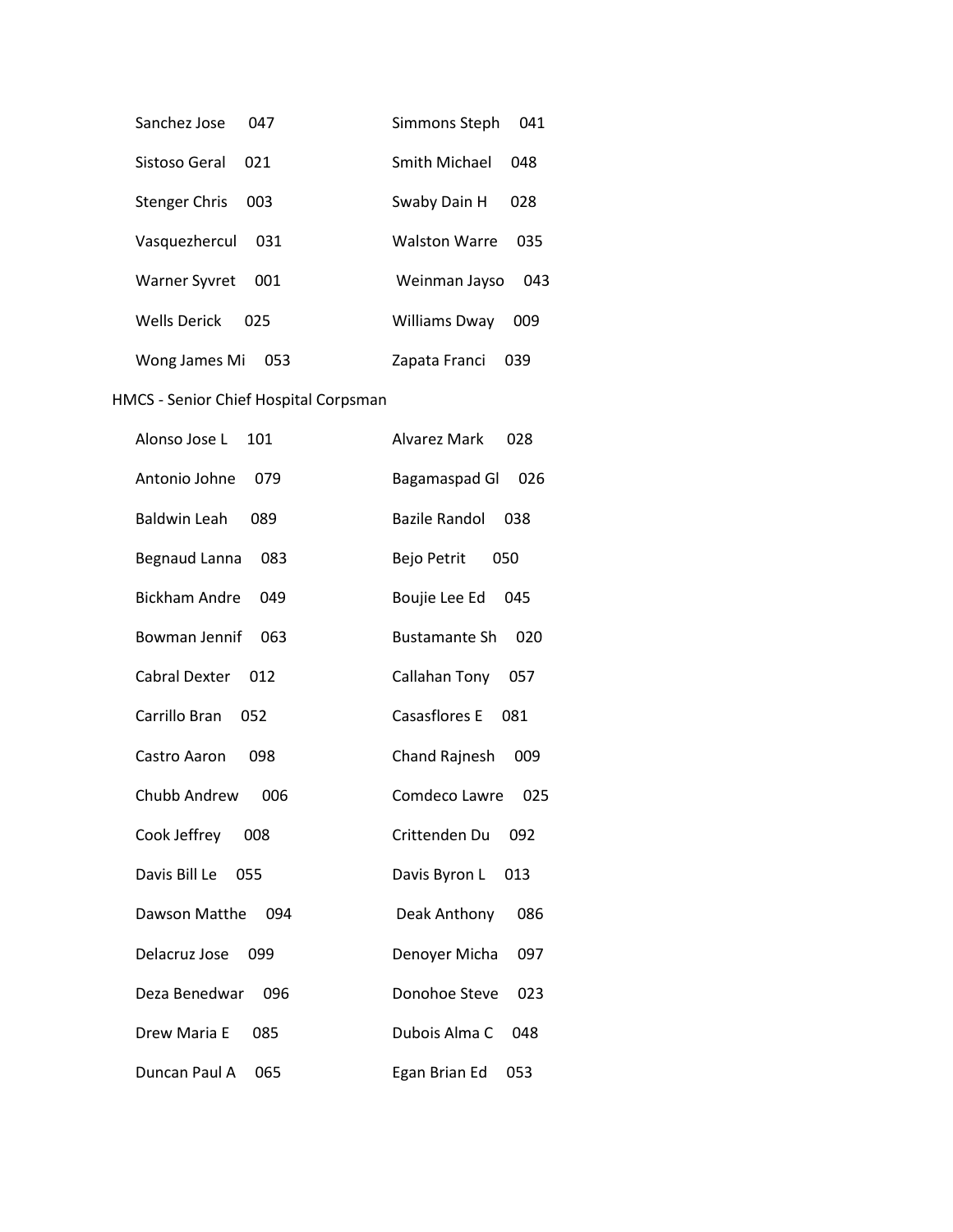| | |
|---|---|
| Sanchez Jose 047 | Simmons Steph 041 |
| Sistoso Geral 021 | Smith Michael 048 |
| Stenger Chris 003 | Swaby Dain H 028 |
| Vasquezhercul 031 | Walston Warre 035 |
| Warner Syvret 001 | Weinman Jayso 043 |
| Wells Derick 025 | Williams Dway 009 |
| Wong James Mi 053 | Zapata Franci 039 |

HMCS - Senior Chief Hospital Corpsman

| | |
|---|---|
| Alonso Jose L 101 | Alvarez Mark 028 |
| Antonio Johne 079 | Bagamaspad Gl 026 |
| Baldwin Leah 089 | Bazile Randol 038 |
| Begnaud Lanna 083 | Bejo Petrit 050 |
| Bickham Andre 049 | Boujie Lee Ed 045 |
| Bowman Jennif 063 | Bustamante Sh 020 |
| Cabral Dexter 012 | Callahan Tony 057 |
| Carrillo Bran 052 | Casasflores E 081 |
| Castro Aaron 098 | Chand Rajnesh 009 |
| Chubb Andrew 006 | Comdeco Lawre 025 |
| Cook Jeffrey 008 | Crittenden Du 092 |
| Davis Bill Le 055 | Davis Byron L 013 |
| Dawson Matthe 094 | Deak Anthony 086 |
| Delacruz Jose 099 | Denoyer Micha 097 |
| Deza Benedwar 096 | Donohoe Steve 023 |
| Drew Maria E 085 | Dubois Alma C 048 |
| Duncan Paul A 065 | Egan Brian Ed 053 |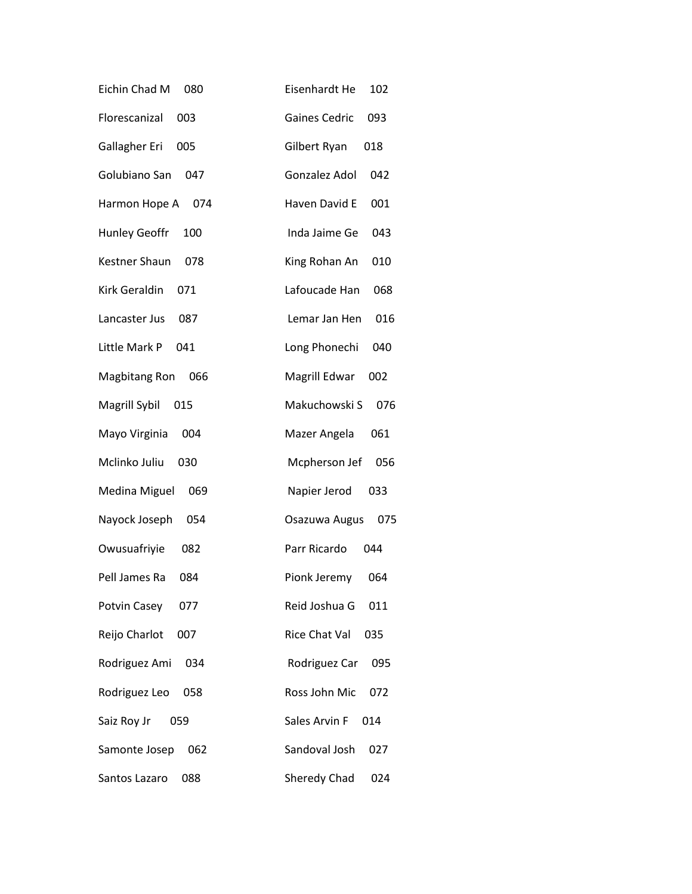Eichin Chad M 080

Eisenhardt He 102

Florescanizal 003

Gaines Cedric 093

Gallagher Eri 005

Gilbert Ryan 018

Golubiano San 047

Gonzalez Adol 042

Harmon Hope A 074

Haven David E 001

Hunley Geoffr 100

Inda Jaime Ge 043

Kestner Shaun 078

King Rohan An 010

Kirk Geraldin 071

Lafoucade Han 068

Lancaster Jus 087

Lemar Jan Hen 016

Little Mark P 041

Long Phonechi 040

Magbitang Ron 066

Magrill Edwar 002

Magrill Sybil 015

Makuchowski S 076

Mayo Virginia 004

Mazer Angela 061

Mclinko Juliu 030

Mcpherson Jef 056

Medina Miguel 069

Napier Jerod 033

Nayock Joseph 054

Osazuwa Augus 075

Owusuafriyie 082

Parr Ricardo 044

Pell James Ra 084

Pionk Jeremy 064

Potvin Casey 077

Reid Joshua G 011

Reijo Charlot 007

Rice Chat Val 035

Rodriguez Ami 034

Rodriguez Car 095

Rodriguez Leo 058

Ross John Mic 072

Saiz Roy Jr 059

Sales Arvin F 014

Samonte Josep 062

Sandoval Josh 027

Santos Lazaro 088

Sheredy Chad 024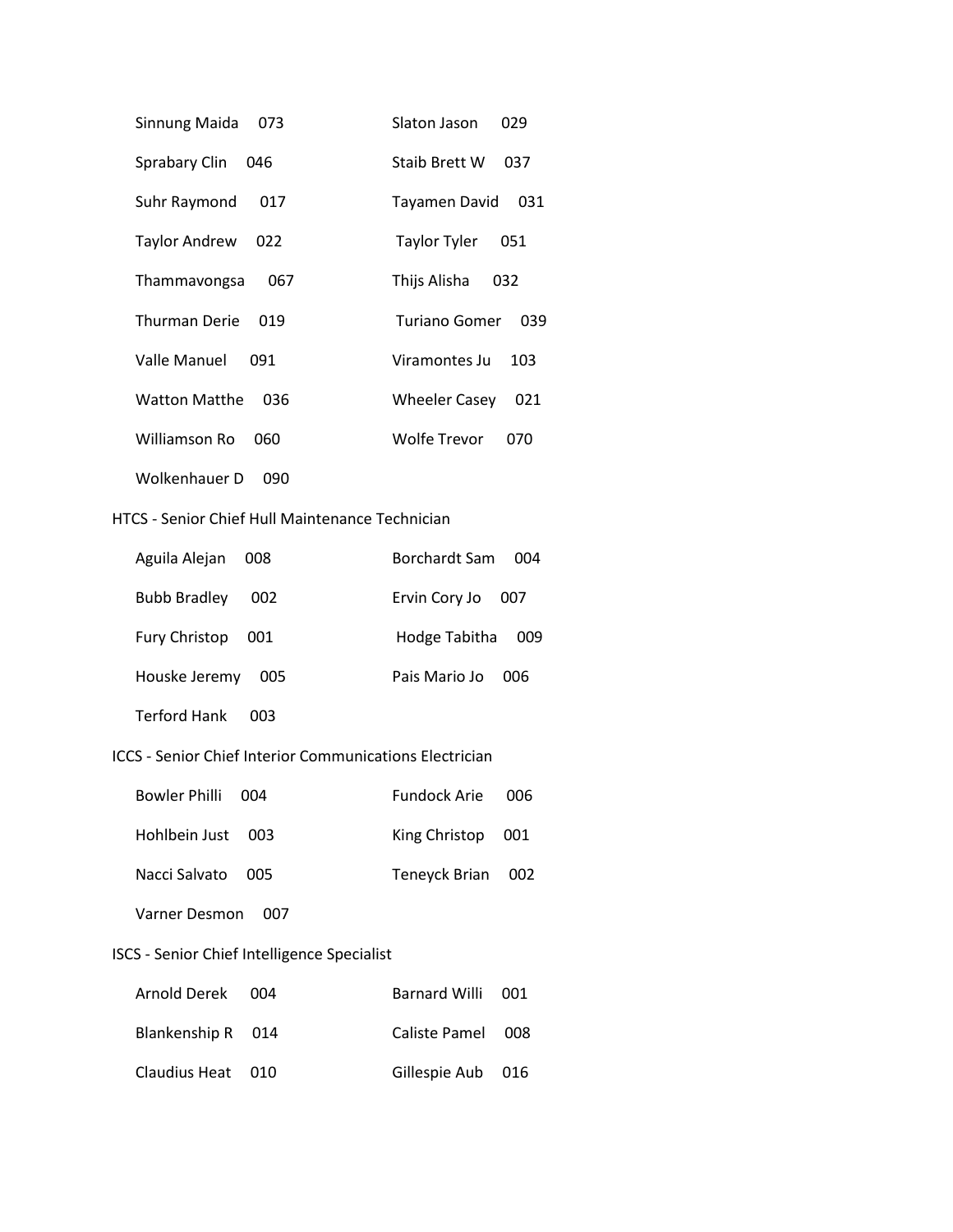| | |
|---|---|
| Sinnung Maida 073 | Slaton Jason 029 |
| Sprabary Clin 046 | Staib Brett W 037 |
| Suhr Raymond 017 | Tayamen David 031 |
| Taylor Andrew 022 | Taylor Tyler 051 |
| Thammavongsa 067 | Thijs Alisha 032 |
| Thurman Derie 019 | Turiano Gomer 039 |
| Valle Manuel 091 | Viramontes Ju 103 |
| Watton Matthe 036 | Wheeler Casey 021 |
| Williamson Ro 060 | Wolfe Trevor 070 |
| Wolkenhauer D 090 | |

HTCS - Senior Chief Hull Maintenance Technician

| | |
|---|---|
| Aguila Alejan 008 | Borchardt Sam 004 |
| Bubb Bradley 002 | Ervin Cory Jo 007 |
| Fury Christop 001 | Hodge Tabitha 009 |
| Houske Jeremy 005 | Pais Mario Jo 006 |
| Terford Hank 003 | |

ICCS - Senior Chief Interior Communications Electrician

| | |
|---|---|
| Bowler Philli 004 | Fundock Arie 006 |
| Hohlbein Just 003 | King Christop 001 |
| Nacci Salvato 005 | Teneyck Brian 002 |
| Varner Desmon 007 | |

ISCS - Senior Chief Intelligence Specialist

| | |
|---|---|
| Arnold Derek 004 | Barnard Willi 001 |
| Blankenship R 014 | Caliste Pamel 008 |
| Claudius Heat 010 | Gillespie Aub 016 |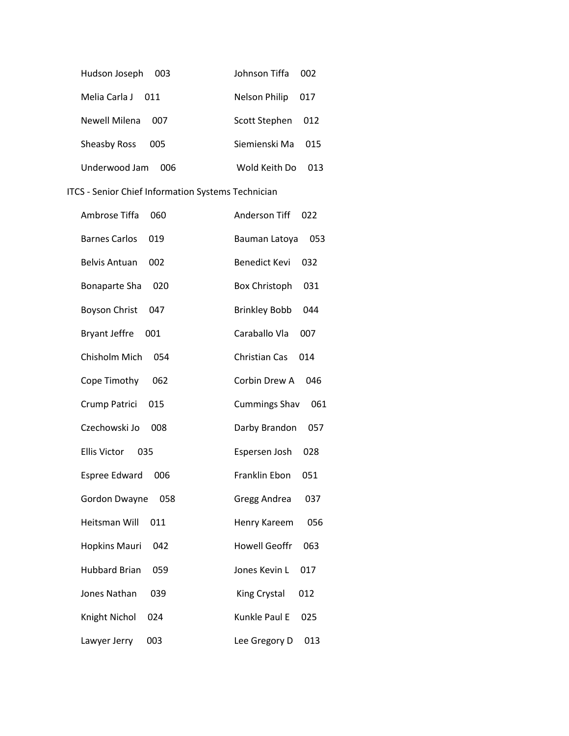Hudson Joseph 003

Johnson Tiffa 002

Melia Carla J 011

Nelson Philip 017

Newell Milena 007

Scott Stephen 012

Sheasby Ross 005

Siemienski Ma 015

Underwood Jam 006

Wold Keith Do 013

ITCS - Senior Chief Information Systems Technician

Ambrose Tiffa 060

Anderson Tiff 022

Barnes Carlos 019

Bauman Latoya 053

Belvis Antuan 002

Benedict Kevi 032

Bonaparte Sha 020

Box Christoph 031

Boyson Christ 047

Brinkley Bobb 044

Bryant Jeffre 001

Caraballo Vla 007

Chisholm Mich 054

Christian Cas 014

Cope Timothy 062

Corbin Drew A 046

Crump Patrici 015

Cummings Shav 061

Czechowski Jo 008

Darby Brandon 057

Ellis Victor 035

Espersen Josh 028

Espree Edward 006

Franklin Ebon 051

Gordon Dwayne 058

Gregg Andrea 037

Heitsman Will 011

Henry Kareem 056

Hopkins Mauri 042

Howell Geoffr 063

Hubbard Brian 059

Jones Kevin L 017

Jones Nathan 039

King Crystal 012

Knight Nichol 024

Kunkle Paul E 025

Lawyer Jerry 003

Lee Gregory D 013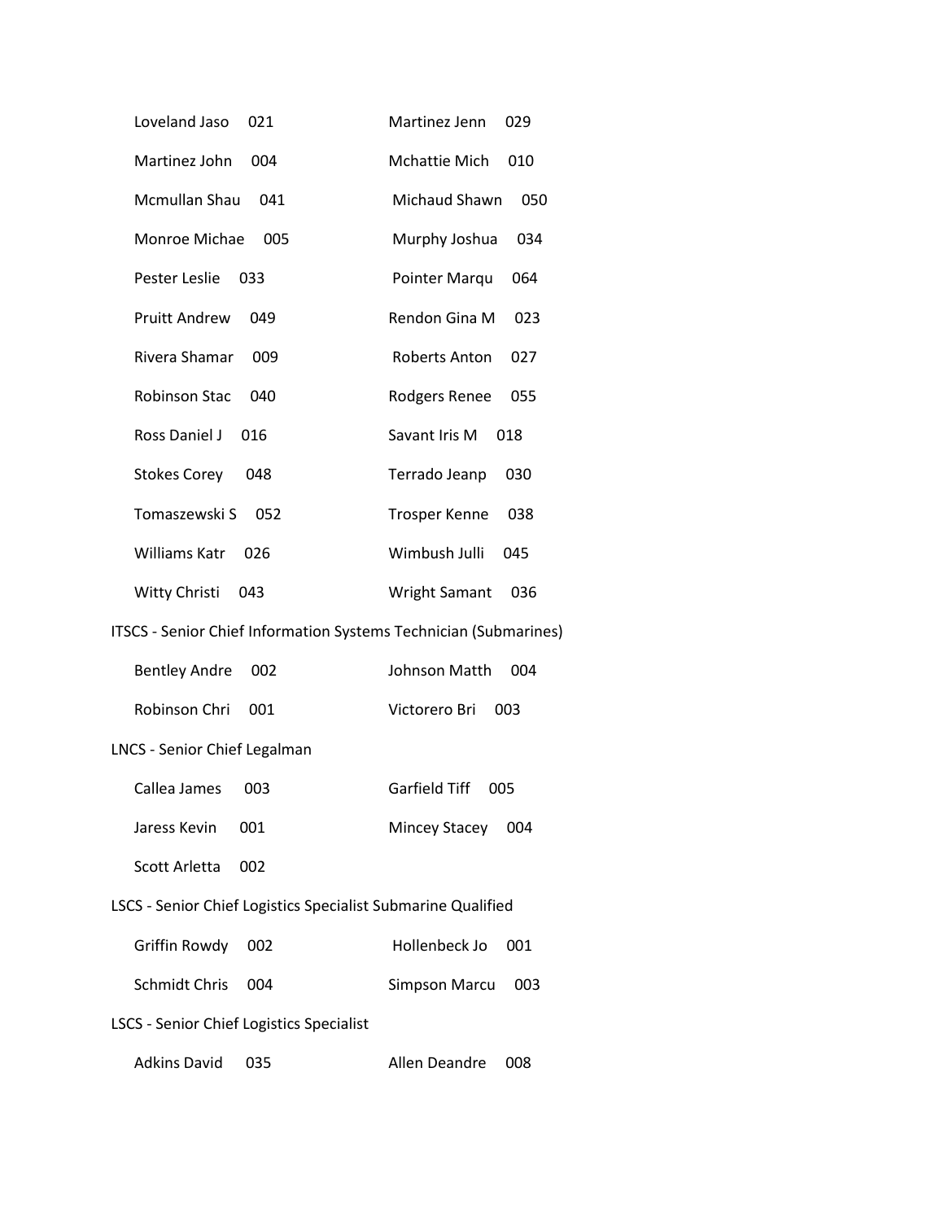Loveland Jaso 021

Martinez Jenn 029

Martinez John 004

Mchattie Mich 010

Mcmullan Shau 041

Michaud Shawn 050

Monroe Michae 005

Murphy Joshua 034

Pester Leslie 033

Pointer Marqu 064

Pruitt Andrew 049

Rendon Gina M 023

Rivera Shamar 009

Roberts Anton 027

Robinson Stac 040

Rodgers Renee 055

Ross Daniel J 016

Savant Iris M 018

Stokes Corey 048

Terrado Jeanp 030

Tomaszewski S 052

Trosper Kenne 038

Williams Katr 026

Wimbush Julli 045

Witty Christi 043

Wright Samant 036

ITSCS - Senior Chief Information Systems Technician (Submarines)

Bentley Andre 002

Johnson Matth 004

Robinson Chri 001

Victorero Bri 003

LNCS - Senior Chief Legalman

Callea James 003

Garfield Tiff 005

Jaress Kevin 001

Mincey Stacey 004

Scott Arletta 002

LSCS - Senior Chief Logistics Specialist Submarine Qualified

Griffin Rowdy 002

Hollenbeck Jo 001

Schmidt Chris 004

Simpson Marcu 003

LSCS - Senior Chief Logistics Specialist

Adkins David 035

Allen Deandre 008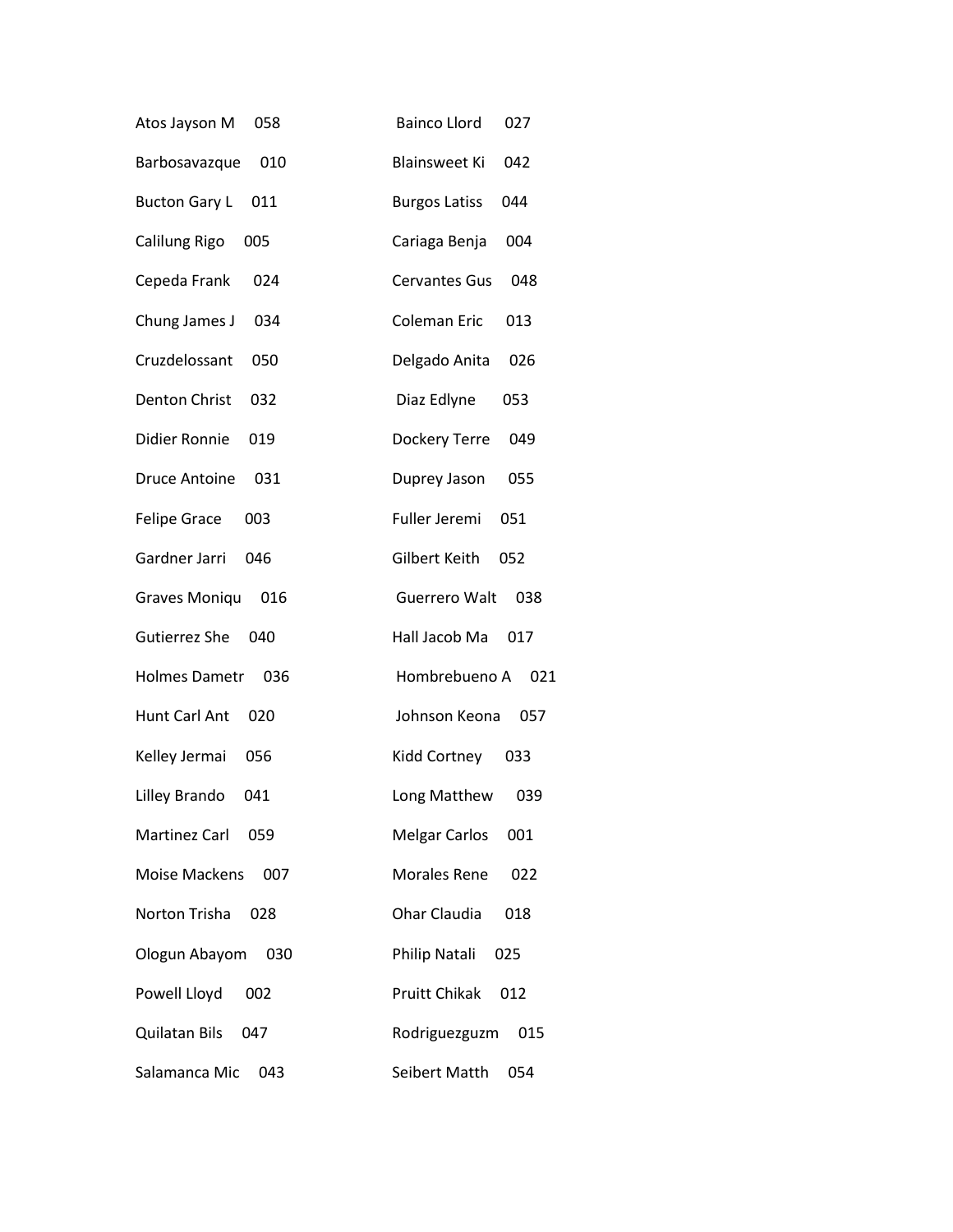Atos Jayson M 058

Bainco Llord 027

Barbosavazque 010

Blainsweet Ki 042

Bucton Gary L 011

Burgos Latiss 044

Calilung Rigo 005

Cariaga Benja 004

Cepeda Frank 024

Cervantes Gus 048

Chung James J 034

Coleman Eric 013

Cruzdelossant 050

Delgado Anita 026

Denton Christ 032

Diaz Edlyne 053

Didier Ronnie 019

Dockery Terre 049

Druce Antoine 031

Duprey Jason 055

Felipe Grace 003

Fuller Jeremi 051

Gardner Jarri 046

Gilbert Keith 052

Graves Moniqu 016

Guerrero Walt 038

Gutierrez She 040

Hall Jacob Ma 017

Holmes Dametr 036

Hombrebueno A 021

Hunt Carl Ant 020

Johnson Keona 057

Kelley Jermai 056

Kidd Cortney 033

Lilley Brando 041

Long Matthew 039

Martinez Carl 059

Melgar Carlos 001

Moise Mackens 007

Morales Rene 022

Norton Trisha 028

Ohar Claudia 018

Ologun Abayom 030

Philip Natali 025

Powell Lloyd 002

Pruitt Chikak 012

Quilatan Bils 047

Rodriguezguzm 015

Salamanca Mic 043

Seibert Matth 054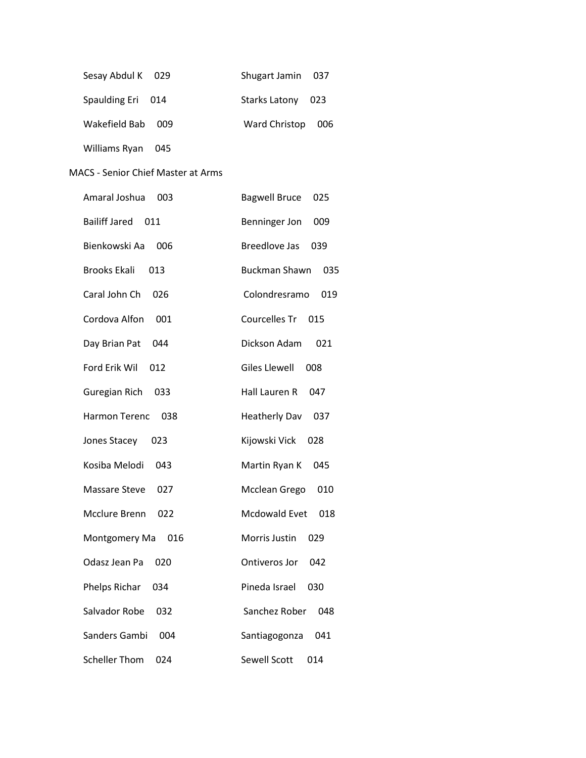Sesay Abdul K 029

Shugart Jamin 037

Spaulding Eri 014

Starks Latony 023

Wakefield Bab 009

Ward Christop 006

Williams Ryan 045

MACS - Senior Chief Master at Arms

Amaral Joshua 003

Bagwell Bruce 025

Bailiff Jared 011

Benninger Jon 009

Bienkowski Aa 006

Breedlove Jas 039

Brooks Ekali 013

Buckman Shawn 035

Caral John Ch 026

Colondresramo 019

Cordova Alfon 001

Courcelles Tr 015

Day Brian Pat 044

Dickson Adam 021

Ford Erik Wil 012

Giles Llewell 008

Guregian Rich 033

Hall Lauren R 047

Harmon Terenc 038

Heatherly Dav 037

Jones Stacey 023

Kijowski Vick 028

Kosiba Melodi 043

Martin Ryan K 045

Massare Steve 027

Mcclean Grego 010

Mcclure Brenn 022

Mcdowald Evet 018

Montgomery Ma 016

Morris Justin 029

Odasz Jean Pa 020

Ontiveros Jor 042

Phelps Richar 034

Pineda Israel 030

Salvador Robe 032

Sanchez Rober 048

Sanders Gambi 004

Santiagogonza 041

Scheller Thom 024

Sewell Scott 014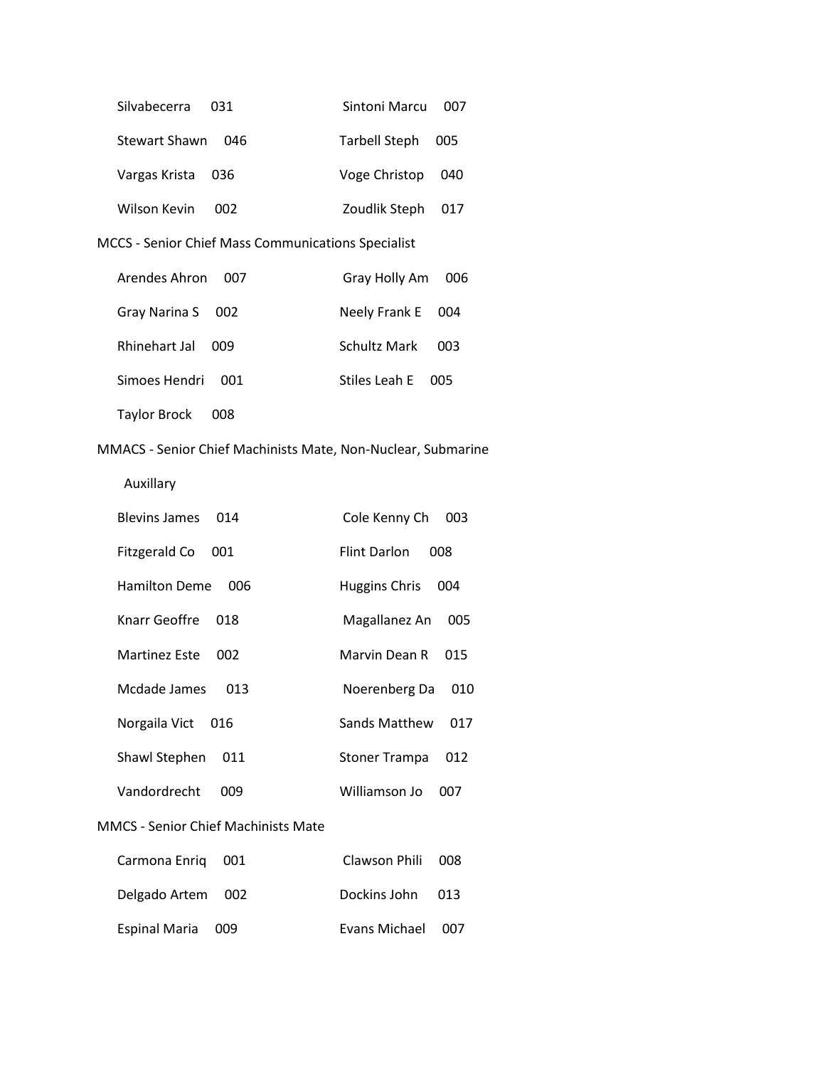| | |
|---|---|
| Silvabecerra 031 | Sintoni Marcu 007 |
| Stewart Shawn 046 | Tarbell Steph 005 |
| Vargas Krista 036 | Voge Christop 040 |
| Wilson Kevin 002 | Zoudlik Steph 017 |

MCCS - Senior Chief Mass Communications Specialist

| | |
|---|---|
| Arendes Ahron 007 | Gray Holly Am 006 |
| Gray Narina S 002 | Neely Frank E 004 |
| Rhinehart Jal 009 | Schultz Mark 003 |
| Simoes Hendri 001 | Stiles Leah E 005 |
| Taylor Brock 008 | |

MMACS - Senior Chief Machinists Mate, Non-Nuclear, Submarine Auxillary

| | |
|---|---|
| Blevins James 014 | Cole Kenny Ch 003 |
| Fitzgerald Co 001 | Flint Darlon 008 |
| Hamilton Deme 006 | Huggins Chris 004 |
| Knarr Geoffre 018 | Magallanez An 005 |
| Martinez Este 002 | Marvin Dean R 015 |
| Mcdade James 013 | Noerenberg Da 010 |
| Norgaila Vict 016 | Sands Matthew 017 |
| Shawl Stephen 011 | Stoner Trampa 012 |
| Vandordrecht 009 | Williamson Jo 007 |

MMCS - Senior Chief Machinists Mate

| | |
|---|---|
| Carmona Enriq 001 | Clawson Phili 008 |
| Delgado Artem 002 | Dockins John 013 |
| Espinal Maria 009 | Evans Michael 007 |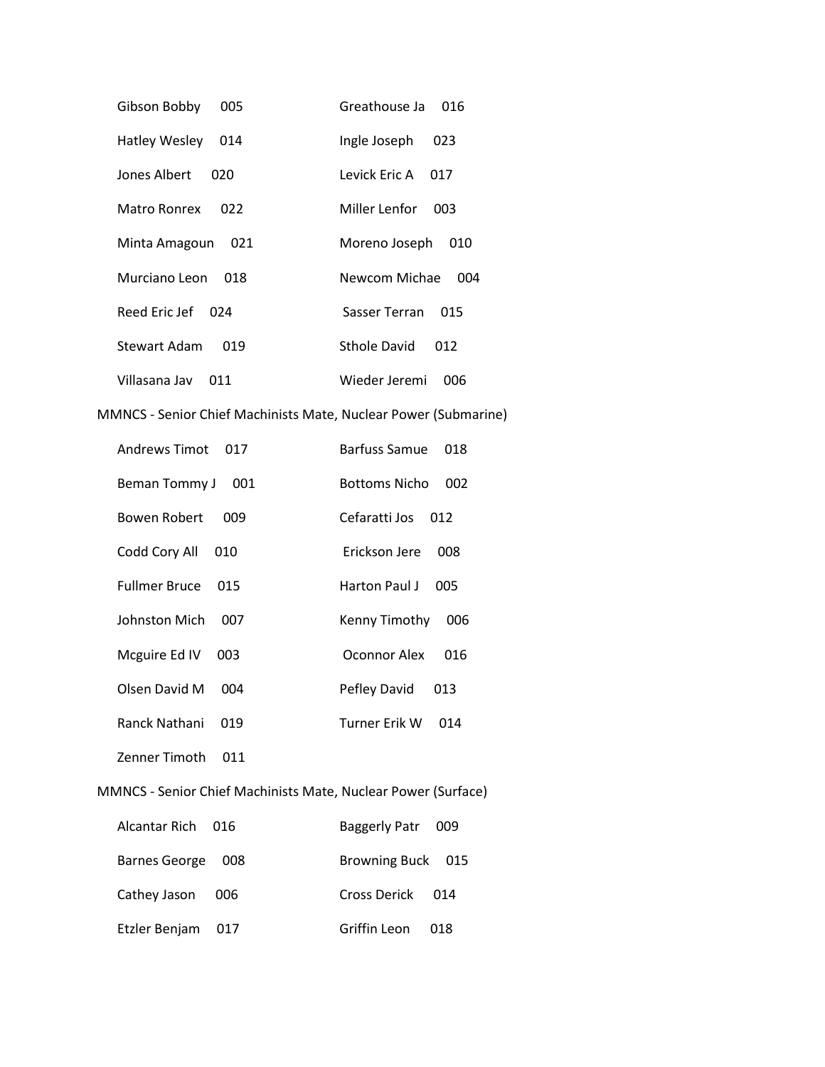| | |
|---|---|
| Gibson Bobby 005 | Greathouse Ja 016 |
| Hatley Wesley 014 | Ingle Joseph 023 |
| Jones Albert 020 | Levick Eric A 017 |
| Matro Ronrex 022 | Miller Lenfor 003 |
| Minta Amagoun 021 | Moreno Joseph 010 |
| Murciano Leon 018 | Newcom Michae 004 |
| Reed Eric Jef 024 | Sasser Terran 015 |
| Stewart Adam 019 | Sthole David 012 |
| Villasana Jav 011 | Wieder Jeremi 006 |

MMNCS - Senior Chief Machinists Mate, Nuclear Power (Submarine)

| | |
|---|---|
| Andrews Timot 017 | Barfuss Samue 018 |
| Beman Tommy J 001 | Bottoms Nicho 002 |
| Bowen Robert 009 | Cefaratti Jos 012 |
| Codd Cory All 010 | Erickson Jere 008 |
| Fullmer Bruce 015 | Harton Paul J 005 |
| Johnston Mich 007 | Kenny Timothy 006 |
| Mcguire Ed IV 003 | Oconnor Alex 016 |
| Olsen David M 004 | Pefley David 013 |
| Ranck Nathani 019 | Turner Erik W 014 |
| Zenner Timoth 011 | |

MMNCS - Senior Chief Machinists Mate, Nuclear Power (Surface)

| | |
|---|---|
| Alcantar Rich 016 | Baggerly Patr 009 |
| Barnes George 008 | Browning Buck 015 |
| Cathey Jason 006 | Cross Derick 014 |
| Etzler Benjam 017 | Griffin Leon 018 |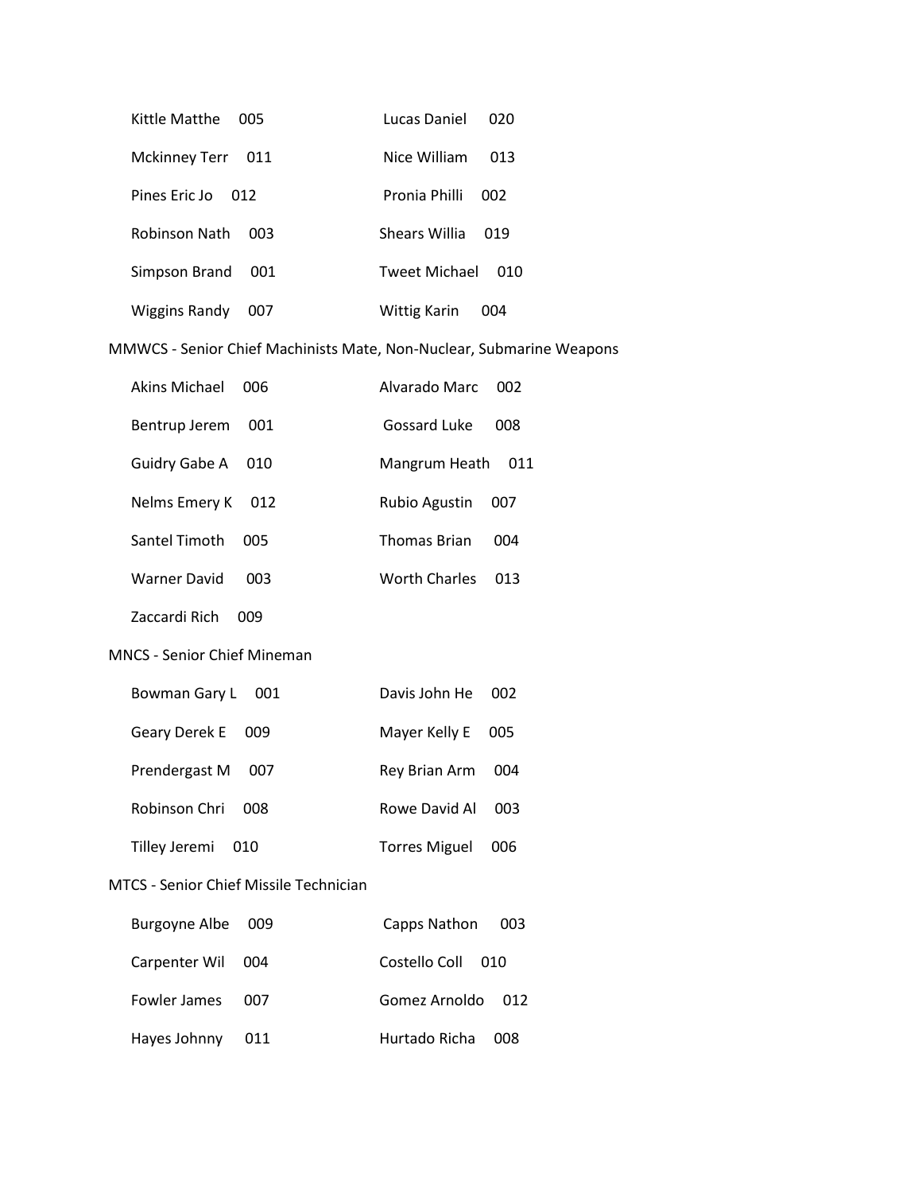Kittle Matthe 005 Lucas Daniel 020

Mckinney Terr 011 Nice William 013

Pines Eric Jo 012 Pronia Philli 002

Robinson Nath 003 Shears Willia 019

Simpson Brand 001 Tweet Michael 010

Wiggins Randy 007 Wittig Karin 004

MMWCS - Senior Chief Machinists Mate, Non-Nuclear, Submarine Weapons

Akins Michael 006 Alvarado Marc 002

Bentrup Jerem 001 Gossard Luke 008

Guidry Gabe A 010 Mangrum Heath 011

Nelms Emery K 012 Rubio Agustin 007

Santel Timoth 005 Thomas Brian 004

Warner David 003 Worth Charles 013

Zaccardi Rich 009

MNCS - Senior Chief Mineman

Bowman Gary L 001 Davis John He 002

Geary Derek E 009 Mayer Kelly E 005

Prendergast M 007 Rey Brian Arm 004

Robinson Chri 008 Rowe David Al 003

Tilley Jeremi 010 Torres Miguel 006

MTCS - Senior Chief Missile Technician

Burgoyne Albe 009 Capps Nathon 003

Carpenter Wil 004 Costello Coll 010

Fowler James 007 Gomez Arnoldo 012

Hayes Johnny 011 Hurtado Richa 008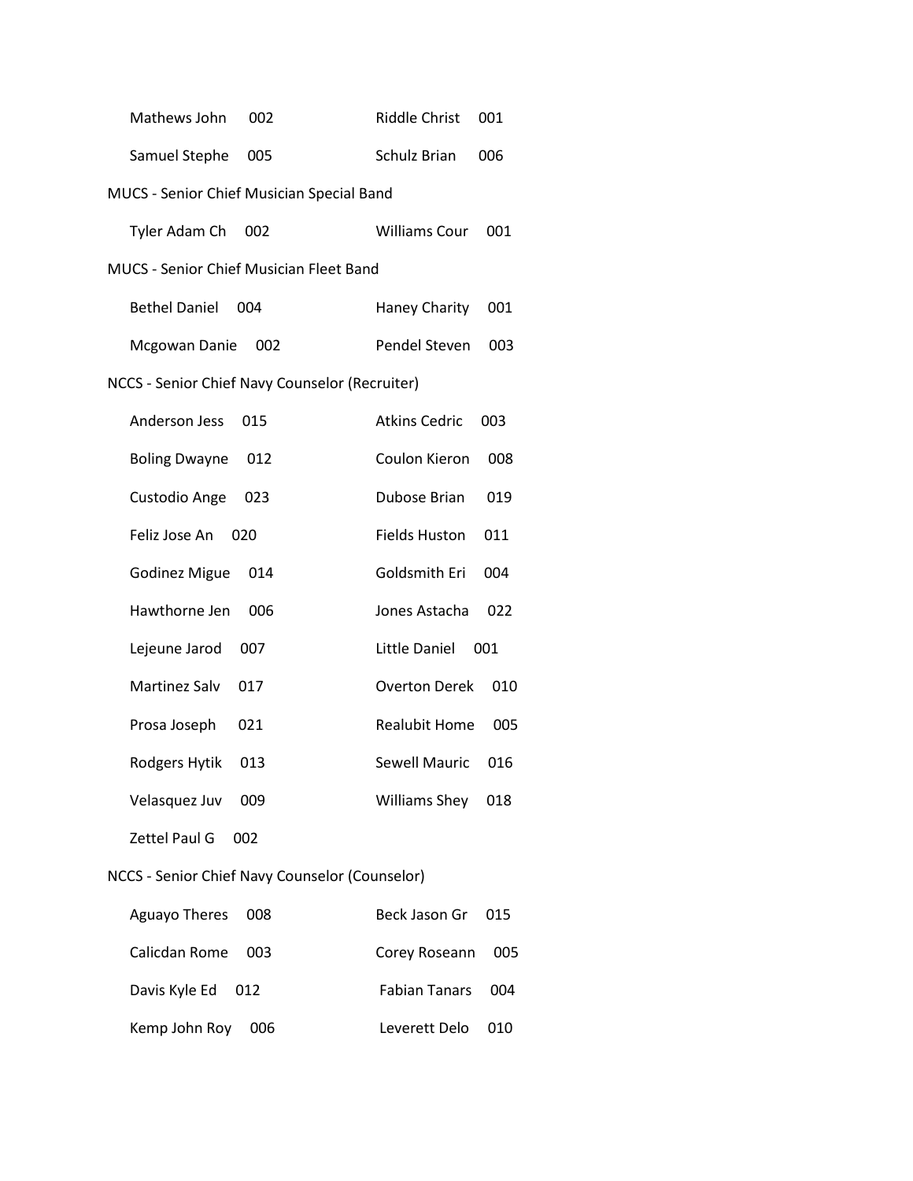Mathews John 002 | Riddle Christ 001

Samuel Stephe 005 | Schulz Brian 006

MUCS - Senior Chief Musician Special Band

Tyler Adam Ch 002 | Williams Cour 001

MUCS - Senior Chief Musician Fleet Band

Bethel Daniel 004 | Haney Charity 001

Mcgowan Danie 002 | Pendel Steven 003

NCCS - Senior Chief Navy Counselor (Recruiter)

Anderson Jess 015 | Atkins Cedric 003

Boling Dwayne 012 | Coulon Kieron 008

Custodio Ange 023 | Dubose Brian 019

Feliz Jose An 020 | Fields Huston 011

Godinez Migue 014 | Goldsmith Eri 004

Hawthorne Jen 006 | Jones Astacha 022

Lejeune Jarod 007 | Little Daniel 001

Martinez Salv 017 | Overton Derek 010

Prosa Joseph 021 | Realubit Home 005

Rodgers Hytik 013 | Sewell Mauric 016

Velasquez Juv 009 | Williams Shey 018

Zettel Paul G 002

NCCS - Senior Chief Navy Counselor (Counselor)

Aguayo Theres 008 | Beck Jason Gr 015

Calicdan Rome 003 | Corey Roseann 005

Davis Kyle Ed 012 | Fabian Tanars 004

Kemp John Roy 006 | Leverett Delo 010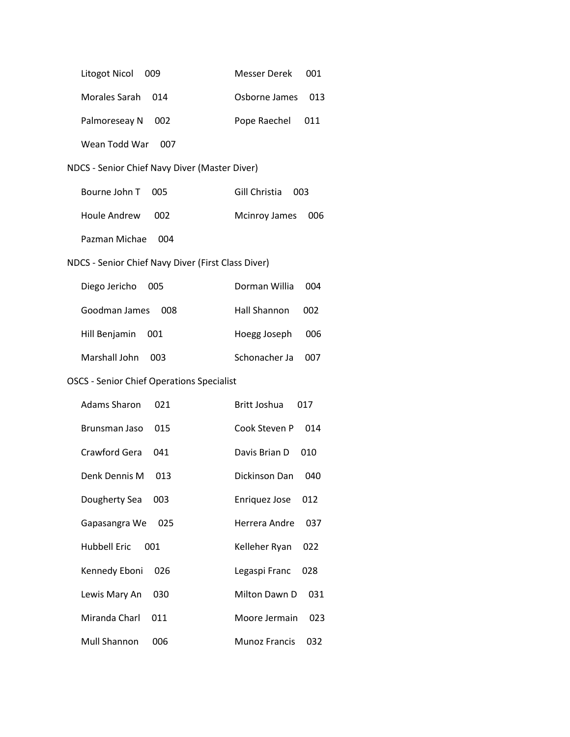| | |
|---|---|
| Litogot Nicol 009 | Messer Derek 001 |
| Morales Sarah 014 | Osborne James 013 |
| Palmoreseay N 002 | Pope Raechel 011 |
| Wean Todd War 007 | |

NDCS - Senior Chief Navy Diver (Master Diver)

| | |
|---|---|
| Bourne John T 005 | Gill Christia 003 |
| Houle Andrew 002 | Mcinroy James 006 |
| Pazman Michae 004 | |

NDCS - Senior Chief Navy Diver (First Class Diver)

| | |
|---|---|
| Diego Jericho 005 | Dorman Willia 004 |
| Goodman James 008 | Hall Shannon 002 |
| Hill Benjamin 001 | Hoegg Joseph 006 |
| Marshall John 003 | Schonacher Ja 007 |

OSCS - Senior Chief Operations Specialist

| | |
|---|---|
| Adams Sharon 021 | Britt Joshua 017 |
| Brunsman Jaso 015 | Cook Steven P 014 |
| Crawford Gera 041 | Davis Brian D 010 |
| Denk Dennis M 013 | Dickinson Dan 040 |
| Dougherty Sea 003 | Enriquez Jose 012 |
| Gapasangra We 025 | Herrera Andre 037 |
| Hubbell Eric 001 | Kelleher Ryan 022 |
| Kennedy Eboni 026 | Legaspi Franc 028 |
| Lewis Mary An 030 | Milton Dawn D 031 |
| Miranda Charl 011 | Moore Jermain 023 |
| Mull Shannon 006 | Munoz Francis 032 |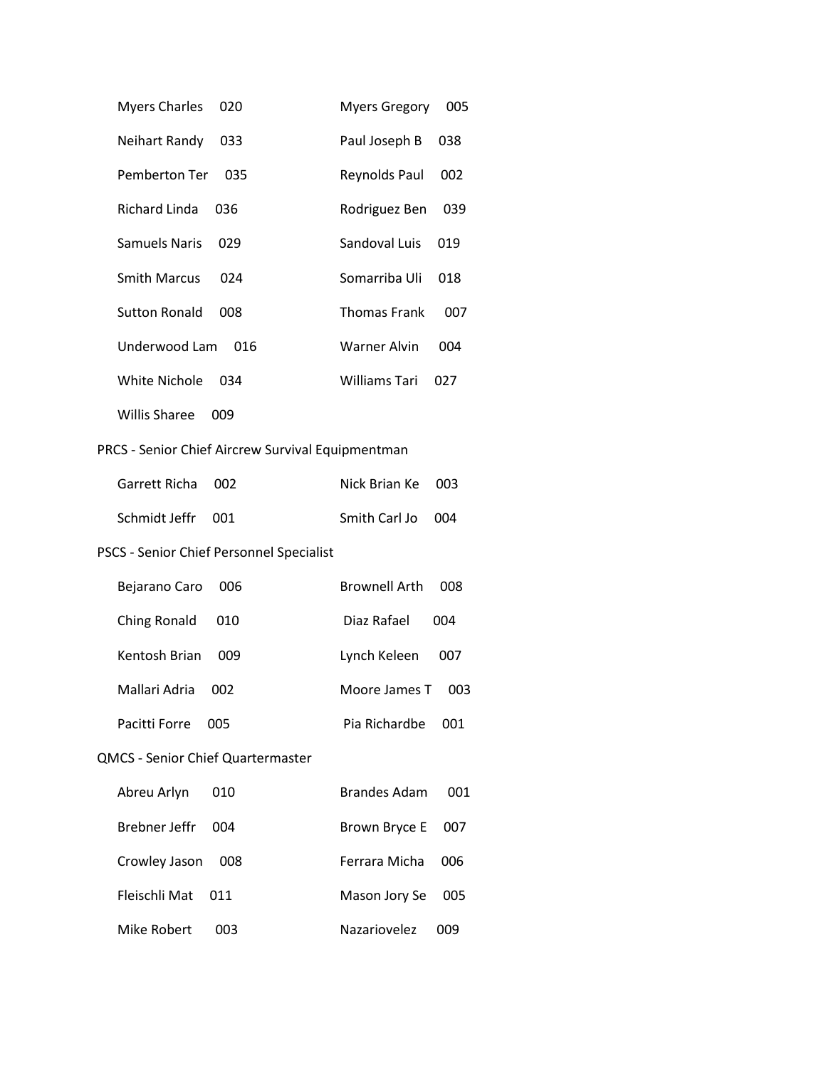Myers Charles 020

Myers Gregory 005

Neihart Randy 033

Paul Joseph B 038

Pemberton Ter 035

Reynolds Paul 002

Richard Linda 036

Rodriguez Ben 039

Samuels Naris 029

Sandoval Luis 019

Smith Marcus 024

Somarriba Uli 018

Sutton Ronald 008

Thomas Frank 007

Underwood Lam 016

Warner Alvin 004

White Nichole 034

Williams Tari 027

Willis Sharee 009

PRCS - Senior Chief Aircrew Survival Equipmentman

Garrett Richa 002

Nick Brian Ke 003

Schmidt Jeffr 001

Smith Carl Jo 004

PSCS - Senior Chief Personnel Specialist

Bejarano Caro 006

Brownell Arth 008

Ching Ronald 010

Diaz Rafael 004

Kentosh Brian 009

Lynch Keleen 007

Mallari Adria 002

Moore James T 003

Pacitti Forre 005

Pia Richardbe 001

QMCS - Senior Chief Quartermaster

Abreu Arlyn 010

Brandes Adam 001

Brebner Jeffr 004

Brown Bryce E 007

Crowley Jason 008

Ferrara Micha 006

Fleischli Mat 011

Mason Jory Se 005

Mike Robert 003

Nazariovelez 009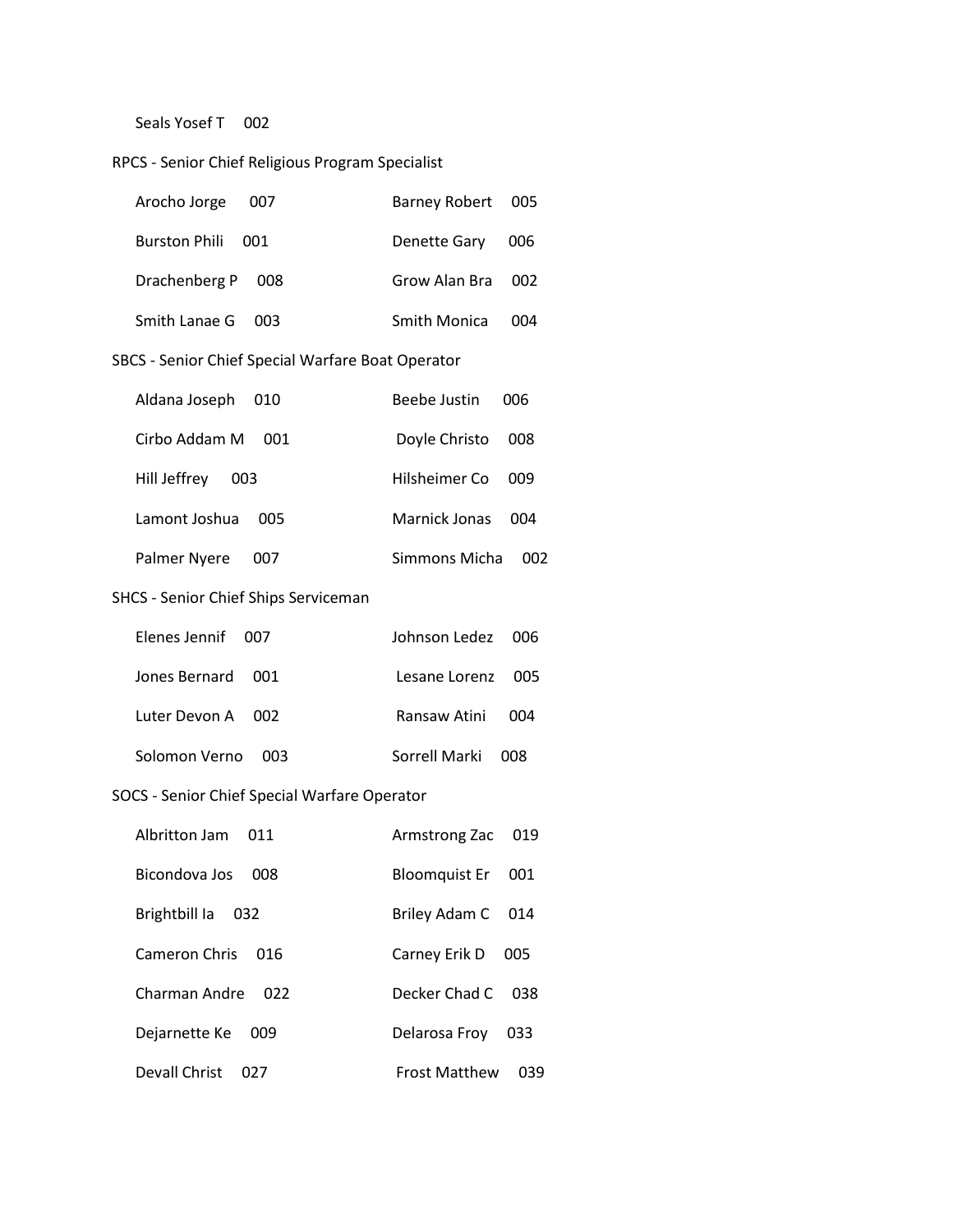Seals Yosef T 002

RPCS - Senior Chief Religious Program Specialist

| | |
|---|---|
| Arocho Jorge 007 | Barney Robert 005 |
| Burston Phili 001 | Denette Gary 006 |
| Drachenberg P 008 | Grow Alan Bra 002 |
| Smith Lanae G 003 | Smith Monica 004 |

SBCS - Senior Chief Special Warfare Boat Operator

| | |
|---|---|
| Aldana Joseph 010 | Beebe Justin 006 |
| Cirbo Addam M 001 | Doyle Christo 008 |
| Hill Jeffrey 003 | Hilsheimer Co 009 |
| Lamont Joshua 005 | Marnick Jonas 004 |
| Palmer Nyere 007 | Simmons Micha 002 |

SHCS - Senior Chief Ships Serviceman

| | |
|---|---|
| Elenes Jennif 007 | Johnson Ledez 006 |
| Jones Bernard 001 | Lesane Lorenz 005 |
| Luter Devon A 002 | Ransaw Atini 004 |
| Solomon Verno 003 | Sorrell Marki 008 |

SOCS - Senior Chief Special Warfare Operator

| | |
|---|---|
| Albritton Jam 011 | Armstrong Zac 019 |
| Bicondova Jos 008 | Bloomquist Er 001 |
| Brightbill Ia 032 | Briley Adam C 014 |
| Cameron Chris 016 | Carney Erik D 005 |
| Charman Andre 022 | Decker Chad C 038 |
| Dejarnette Ke 009 | Delarosa Froy 033 |
| Devall Christ 027 | Frost Matthew 039 |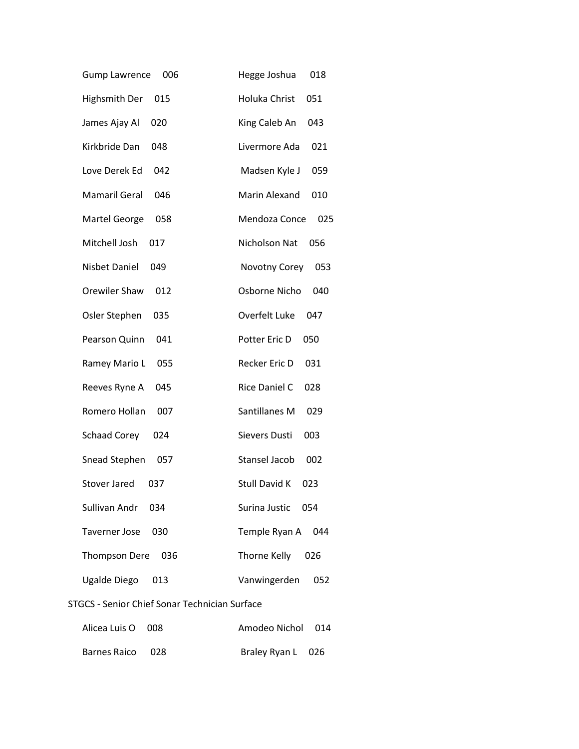| | |
|---|---|
| Gump Lawrence 006 | Hegge Joshua 018 |
| Highsmith Der 015 | Holuka Christ 051 |
| James Ajay Al 020 | King Caleb An 043 |
| Kirkbride Dan 048 | Livermore Ada 021 |
| Love Derek Ed 042 | Madsen Kyle J 059 |
| Mamaril Geral 046 | Marin Alexand 010 |
| Martel George 058 | Mendoza Conce 025 |
| Mitchell Josh 017 | Nicholson Nat 056 |
| Nisbet Daniel 049 | Novotny Corey 053 |
| Orewiler Shaw 012 | Osborne Nicho 040 |
| Osler Stephen 035 | Overfelt Luke 047 |
| Pearson Quinn 041 | Potter Eric D 050 |
| Ramey Mario L 055 | Recker Eric D 031 |
| Reeves Ryne A 045 | Rice Daniel C 028 |
| Romero Hollan 007 | Santillanes M 029 |
| Schaad Corey 024 | Sievers Dusti 003 |
| Snead Stephen 057 | Stansel Jacob 002 |
| Stover Jared 037 | Stull David K 023 |
| Sullivan Andr 034 | Surina Justic 054 |
| Taverner Jose 030 | Temple Ryan A 044 |
| Thompson Dere 036 | Thorne Kelly 026 |
| Ugalde Diego 013 | Vanwingerden 052 |

STGCS - Senior Chief Sonar Technician Surface

| | |
|---|---|
| Alicea Luis O 008 | Amodeo Nichol 014 |
| Barnes Raico 028 | Braley Ryan L 026 |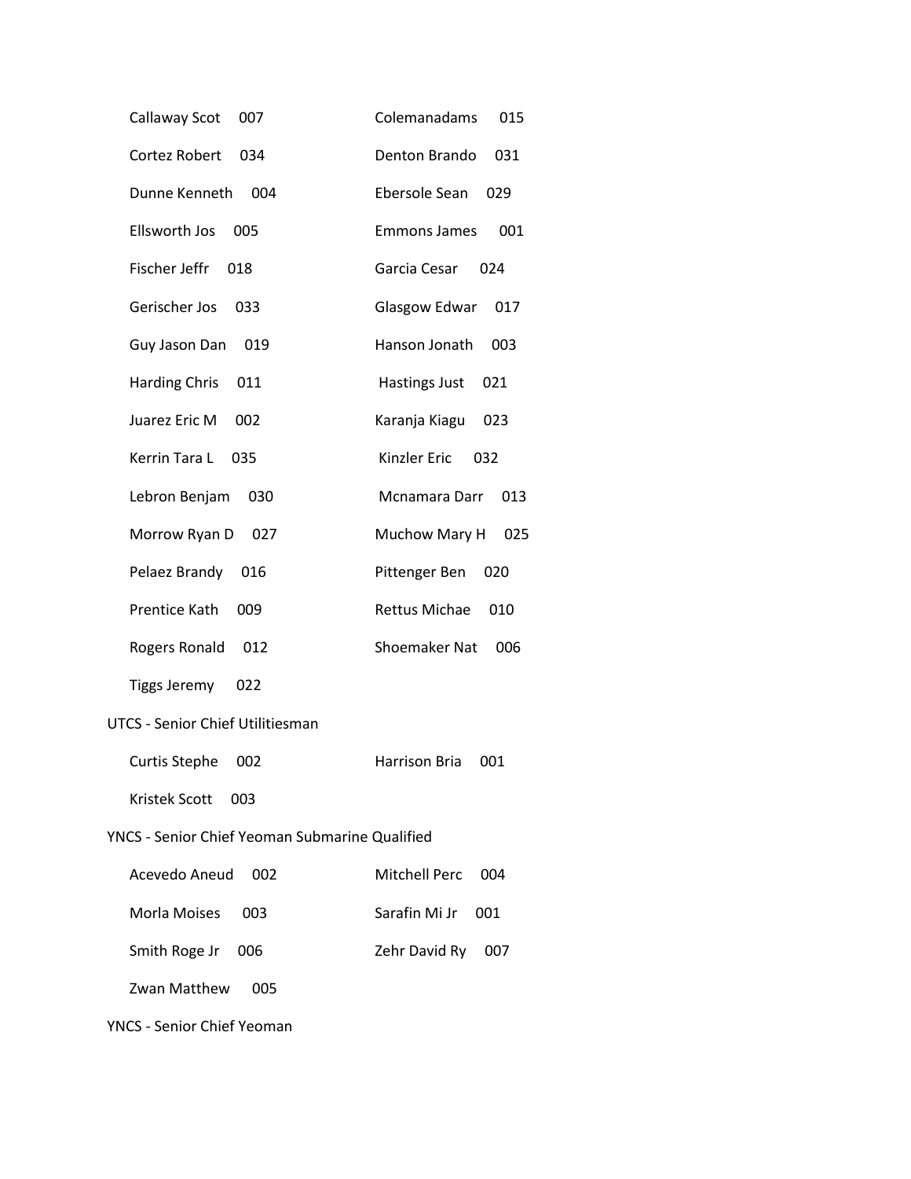| | |
|---|---|
| Callaway Scot 007 | Colemanadams 015 |
| Cortez Robert 034 | Denton Brando 031 |
| Dunne Kenneth 004 | Ebersole Sean 029 |
| Ellsworth Jos 005 | Emmons James 001 |
| Fischer Jeffr 018 | Garcia Cesar 024 |
| Gerischer Jos 033 | Glasgow Edwar 017 |
| Guy Jason Dan 019 | Hanson Jonath 003 |
| Harding Chris 011 | Hastings Just 021 |
| Juarez Eric M 002 | Karanja Kiagu 023 |
| Kerrin Tara L 035 | Kinzler Eric 032 |
| Lebron Benjam 030 | Mcnamara Darr 013 |
| Morrow Ryan D 027 | Muchow Mary H 025 |
| Pelaez Brandy 016 | Pittenger Ben 020 |
| Prentice Kath 009 | Rettus Michae 010 |
| Rogers Ronald 012 | Shoemaker Nat 006 |
| Tiggs Jeremy 022 | |

UTCS - Senior Chief Utilitiesman

| | |
|---|---|
| Curtis Stephe 002 | Harrison Bria 001 |
| Kristek Scott 003 | |

YNCS - Senior Chief Yeoman Submarine Qualified

| | |
|---|---|
| Acevedo Aneud 002 | Mitchell Perc 004 |
| Morla Moises 003 | Sarafin Mi Jr 001 |
| Smith Roge Jr 006 | Zehr David Ry 007 |
| Zwan Matthew 005 | |

YNCS - Senior Chief Yeoman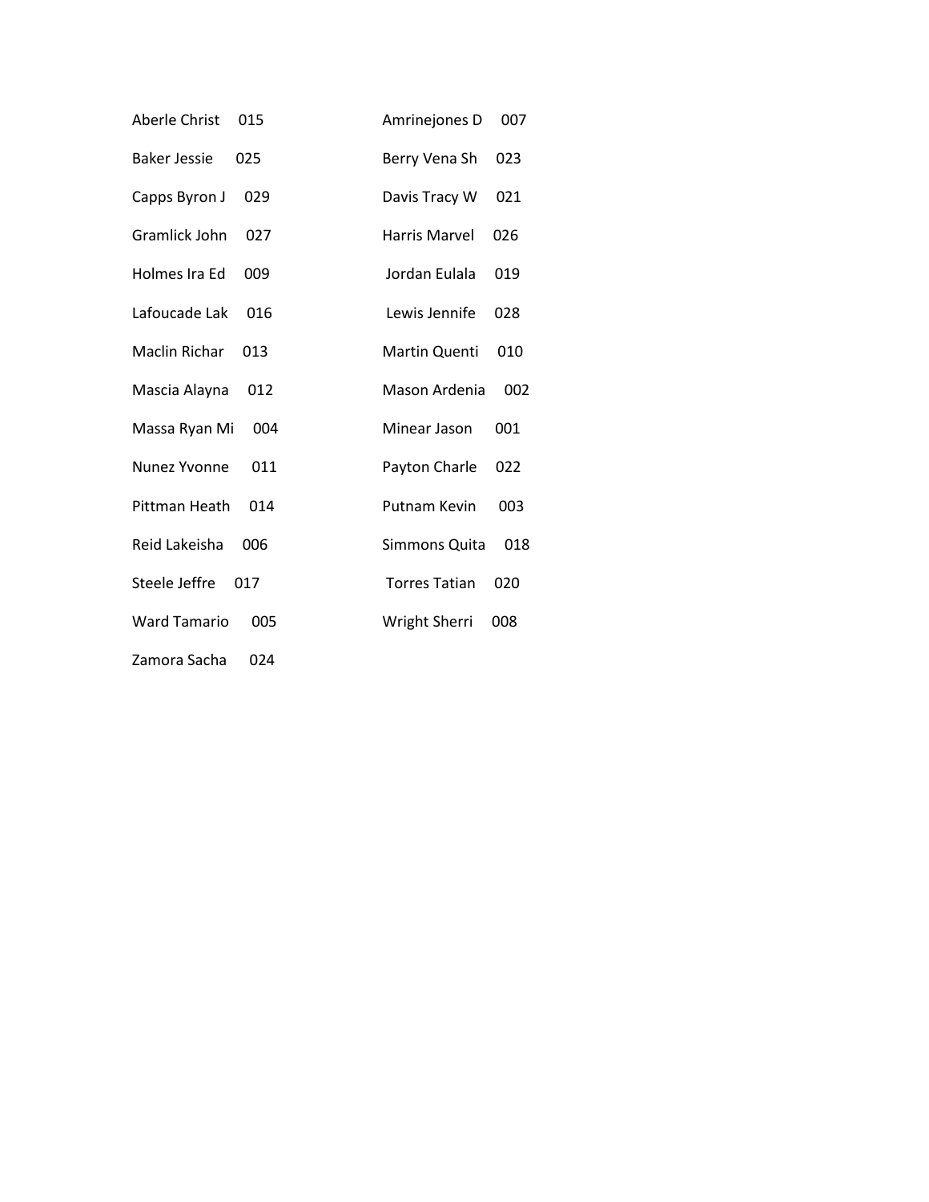| | | | |
|---|---|---|---|
| Aberle Christ | 015 | Amrinejones D | 007 |
| Baker Jessie | 025 | Berry Vena Sh | 023 |
| Capps Byron J | 029 | Davis Tracy W | 021 |
| Gramlick John | 027 | Harris Marvel | 026 |
| Holmes Ira Ed | 009 | Jordan Eulala | 019 |
| Lafoucade Lak | 016 | Lewis Jennife | 028 |
| Maclin Richar | 013 | Martin Quenti | 010 |
| Mascia Alayna | 012 | Mason Ardenia | 002 |
| Massa Ryan Mi | 004 | Minear Jason | 001 |
| Nunez Yvonne | 011 | Payton Charle | 022 |
| Pittman Heath | 014 | Putnam Kevin | 003 |
| Reid Lakeisha | 006 | Simmons Quita | 018 |
| Steele Jeffre | 017 | Torres Tatian | 020 |
| Ward Tamario | 005 | Wright Sherri | 008 |
| Zamora Sacha | 024 | | |